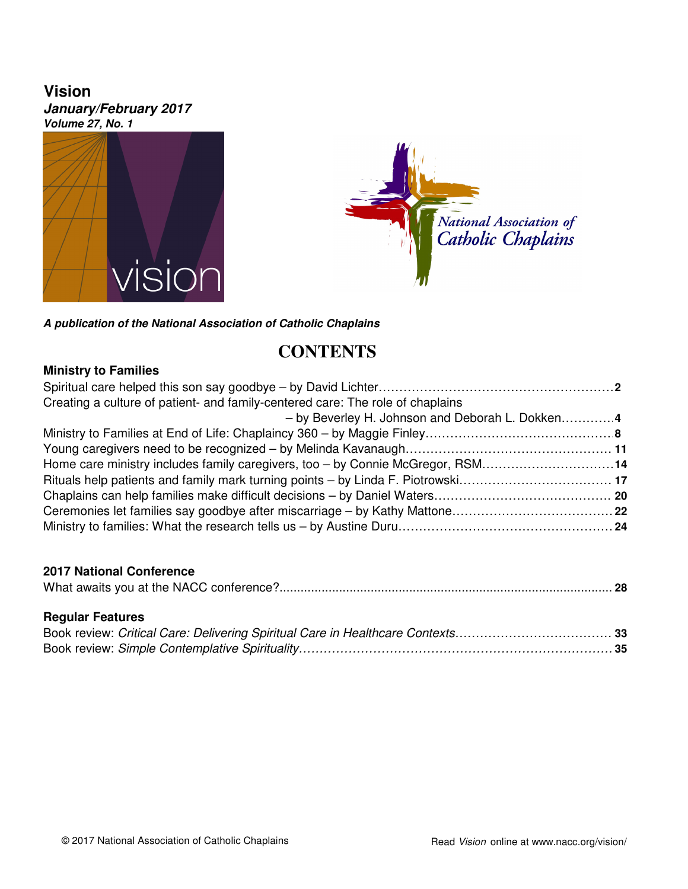# Vision

***January/February 2017***

***Volume 27, No. 1***

***A publication of the National Association of Catholic Chaplains***

## CONTENTS

### Ministry to Families

Spiritual care helped this son say goodbye – by David Lichter........................................................**2**

Creating a culture of patient- and family-centered care: The role of chaplains – by Beverley H. Johnson and Deborah L. Dokken.............**4**

Ministry to Families at End of Life: Chaplaincy 360 – by Maggie Finley............................................**8**

Young caregivers need to be recognized – by Melinda Kavanaugh................................................ **11**

Home care ministry includes family caregivers, too – by Connie McGregor, RSM...............................**14**

Rituals help patients and family mark turning points – by Linda F. Piotrowski.................................... **17**

Chaplains can help families make difficult decisions – by Daniel Waters.......................................... **20**

Ceremonies let families say goodbye after miscarriage – by Kathy Mattone......................................**22**

Ministry to families: What the research tells us – by Austine Duru..................................................**24**

### 2017 National Conference

What awaits you at the NACC conference?.............................................................................................. **28**

### Regular Features

Book review: *Critical Care: Delivering Spiritual Care in Healthcare Contexts*...................................... **33**

Book review: *Simple Contemplative Spirituality*........................................................................... **35**

© 2017 National Association of Catholic Chaplains

Read *Vision* online at www.nacc.org/vision/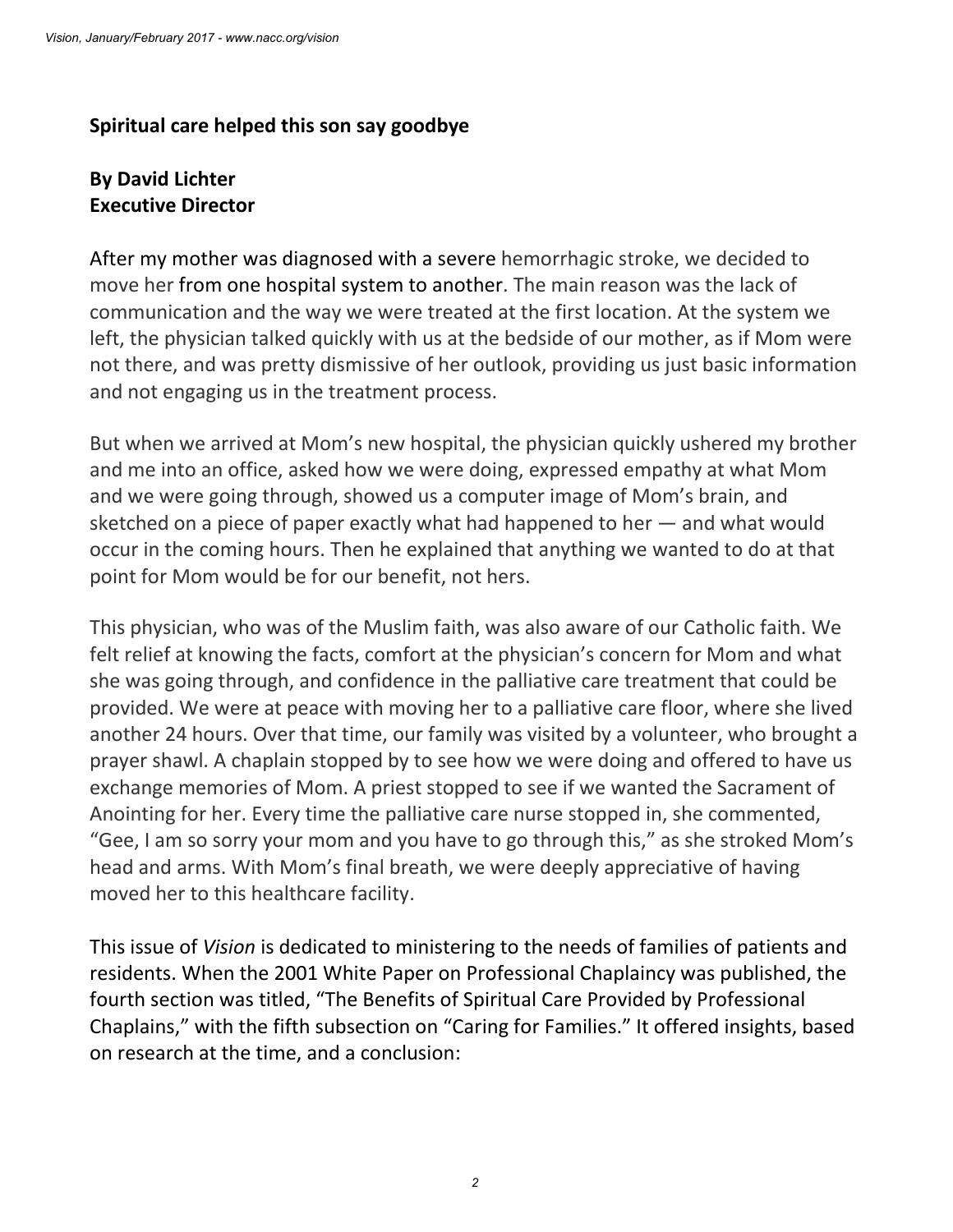## Spiritual care helped this son say goodbye

**By David Lichter**
**Executive Director**

After my mother was diagnosed with a severe hemorrhagic stroke, we decided to move her from one hospital system to another. The main reason was the lack of communication and the way we were treated at the first location. At the system we left, the physician talked quickly with us at the bedside of our mother, as if Mom were not there, and was pretty dismissive of her outlook, providing us just basic information and not engaging us in the treatment process.

But when we arrived at Mom's new hospital, the physician quickly ushered my brother and me into an office, asked how we were doing, expressed empathy at what Mom and we were going through, showed us a computer image of Mom's brain, and sketched on a piece of paper exactly what had happened to her — and what would occur in the coming hours. Then he explained that anything we wanted to do at that point for Mom would be for our benefit, not hers.

This physician, who was of the Muslim faith, was also aware of our Catholic faith. We felt relief at knowing the facts, comfort at the physician's concern for Mom and what she was going through, and confidence in the palliative care treatment that could be provided. We were at peace with moving her to a palliative care floor, where she lived another 24 hours. Over that time, our family was visited by a volunteer, who brought a prayer shawl. A chaplain stopped by to see how we were doing and offered to have us exchange memories of Mom. A priest stopped to see if we wanted the Sacrament of Anointing for her. Every time the palliative care nurse stopped in, she commented, "Gee, I am so sorry your mom and you have to go through this," as she stroked Mom's head and arms. With Mom's final breath, we were deeply appreciative of having moved her to this healthcare facility.

This issue of *Vision* is dedicated to ministering to the needs of families of patients and residents. When the 2001 White Paper on Professional Chaplaincy was published, the fourth section was titled, "The Benefits of Spiritual Care Provided by Professional Chaplains," with the fifth subsection on "Caring for Families." It offered insights, based on research at the time, and a conclusion: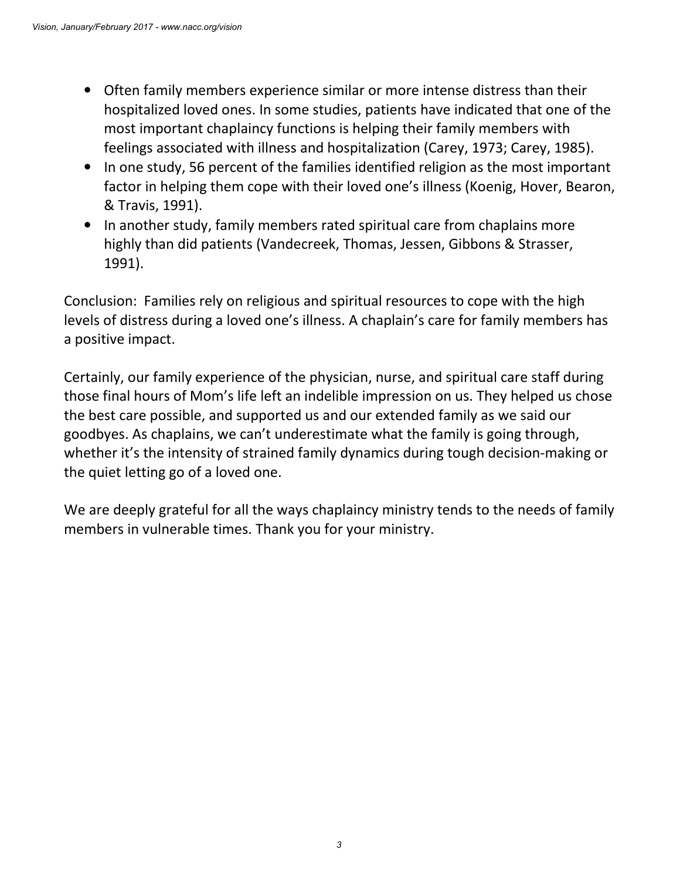- Often family members experience similar or more intense distress than their hospitalized loved ones. In some studies, patients have indicated that one of the most important chaplaincy functions is helping their family members with feelings associated with illness and hospitalization (Carey, 1973; Carey, 1985).
- In one study, 56 percent of the families identified religion as the most important factor in helping them cope with their loved one's illness (Koenig, Hover, Bearon, & Travis, 1991).
- In another study, family members rated spiritual care from chaplains more highly than did patients (Vandecreek, Thomas, Jessen, Gibbons & Strasser, 1991).

Conclusion: Families rely on religious and spiritual resources to cope with the high levels of distress during a loved one's illness. A chaplain's care for family members has a positive impact.

Certainly, our family experience of the physician, nurse, and spiritual care staff during those final hours of Mom's life left an indelible impression on us. They helped us chose the best care possible, and supported us and our extended family as we said our goodbyes. As chaplains, we can't underestimate what the family is going through, whether it's the intensity of strained family dynamics during tough decision-making or the quiet letting go of a loved one.

We are deeply grateful for all the ways chaplaincy ministry tends to the needs of family members in vulnerable times. Thank you for your ministry.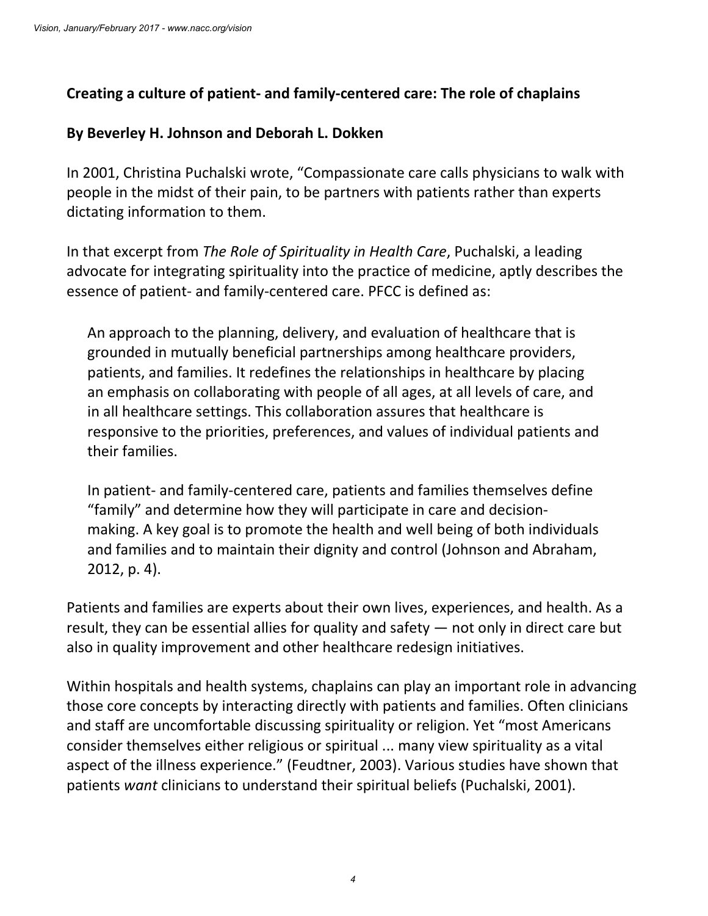**Creating a culture of patient- and family-centered care: The role of chaplains**

**By Beverley H. Johnson and Deborah L. Dokken**

In 2001, Christina Puchalski wrote, “Compassionate care calls physicians to walk with people in the midst of their pain, to be partners with patients rather than experts dictating information to them.

In that excerpt from *The Role of Spirituality in Health Care*, Puchalski, a leading advocate for integrating spirituality into the practice of medicine, aptly describes the essence of patient- and family-centered care. PFCC is defined as:

> An approach to the planning, delivery, and evaluation of healthcare that is grounded in mutually beneficial partnerships among healthcare providers, patients, and families. It redefines the relationships in healthcare by placing an emphasis on collaborating with people of all ages, at all levels of care, and in all healthcare settings. This collaboration assures that healthcare is responsive to the priorities, preferences, and values of individual patients and their families.
>
> In patient- and family-centered care, patients and families themselves define “family” and determine how they will participate in care and decision-making. A key goal is to promote the health and well being of both individuals and families and to maintain their dignity and control (Johnson and Abraham, 2012, p. 4).

Patients and families are experts about their own lives, experiences, and health. As a result, they can be essential allies for quality and safety — not only in direct care but also in quality improvement and other healthcare redesign initiatives.

Within hospitals and health systems, chaplains can play an important role in advancing those core concepts by interacting directly with patients and families. Often clinicians and staff are uncomfortable discussing spirituality or religion. Yet “most Americans consider themselves either religious or spiritual ... many view spirituality as a vital aspect of the illness experience.” (Feudtner, 2003). Various studies have shown that patients *want* clinicians to understand their spiritual beliefs (Puchalski, 2001).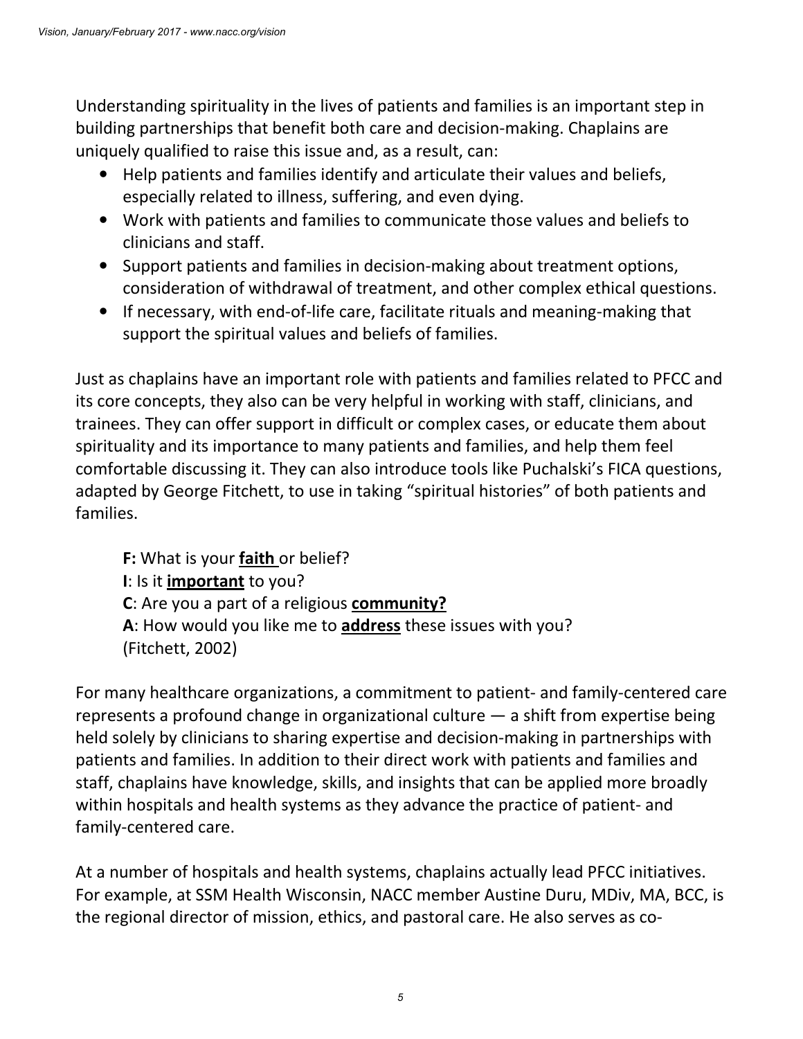Understanding spirituality in the lives of patients and families is an important step in building partnerships that benefit both care and decision-making. Chaplains are uniquely qualified to raise this issue and, as a result, can:

- Help patients and families identify and articulate their values and beliefs, especially related to illness, suffering, and even dying.
- Work with patients and families to communicate those values and beliefs to clinicians and staff.
- Support patients and families in decision-making about treatment options, consideration of withdrawal of treatment, and other complex ethical questions.
- If necessary, with end-of-life care, facilitate rituals and meaning-making that support the spiritual values and beliefs of families.

Just as chaplains have an important role with patients and families related to PFCC and its core concepts, they also can be very helpful in working with staff, clinicians, and trainees. They can offer support in difficult or complex cases, or educate them about spirituality and its importance to many patients and families, and help them feel comfortable discussing it. They can also introduce tools like Puchalski's FICA questions, adapted by George Fitchett, to use in taking "spiritual histories" of both patients and families.

> **F:** What is your **faith** or belief?
> **I**: Is it **important** to you?
> **C**: Are you a part of a religious **community?**
> **A**: How would you like me to **address** these issues with you?
> (Fitchett, 2002)

For many healthcare organizations, a commitment to patient- and family-centered care represents a profound change in organizational culture — a shift from expertise being held solely by clinicians to sharing expertise and decision-making in partnerships with patients and families. In addition to their direct work with patients and families and staff, chaplains have knowledge, skills, and insights that can be applied more broadly within hospitals and health systems as they advance the practice of patient- and family-centered care.

At a number of hospitals and health systems, chaplains actually lead PFCC initiatives. For example, at SSM Health Wisconsin, NACC member Austine Duru, MDiv, MA, BCC, is the regional director of mission, ethics, and pastoral care. He also serves as co-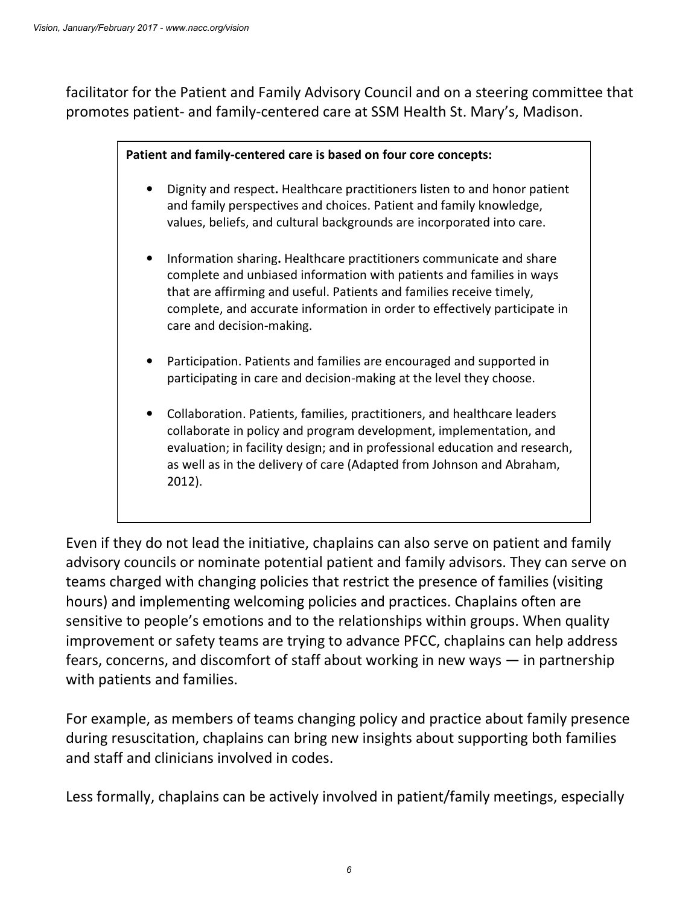facilitator for the Patient and Family Advisory Council and on a steering committee that promotes patient- and family-centered care at SSM Health St. Mary's, Madison.

**Patient and family-centered care is based on four core concepts:**

- Dignity and respect**.** Healthcare practitioners listen to and honor patient and family perspectives and choices. Patient and family knowledge, values, beliefs, and cultural backgrounds are incorporated into care.
- Information sharing**.** Healthcare practitioners communicate and share complete and unbiased information with patients and families in ways that are affirming and useful. Patients and families receive timely, complete, and accurate information in order to effectively participate in care and decision-making.
- Participation. Patients and families are encouraged and supported in participating in care and decision-making at the level they choose.
- Collaboration. Patients, families, practitioners, and healthcare leaders collaborate in policy and program development, implementation, and evaluation; in facility design; and in professional education and research, as well as in the delivery of care (Adapted from Johnson and Abraham, 2012).

Even if they do not lead the initiative, chaplains can also serve on patient and family advisory councils or nominate potential patient and family advisors. They can serve on teams charged with changing policies that restrict the presence of families (visiting hours) and implementing welcoming policies and practices. Chaplains often are sensitive to people's emotions and to the relationships within groups. When quality improvement or safety teams are trying to advance PFCC, chaplains can help address fears, concerns, and discomfort of staff about working in new ways — in partnership with patients and families.

For example, as members of teams changing policy and practice about family presence during resuscitation, chaplains can bring new insights about supporting both families and staff and clinicians involved in codes.

Less formally, chaplains can be actively involved in patient/family meetings, especially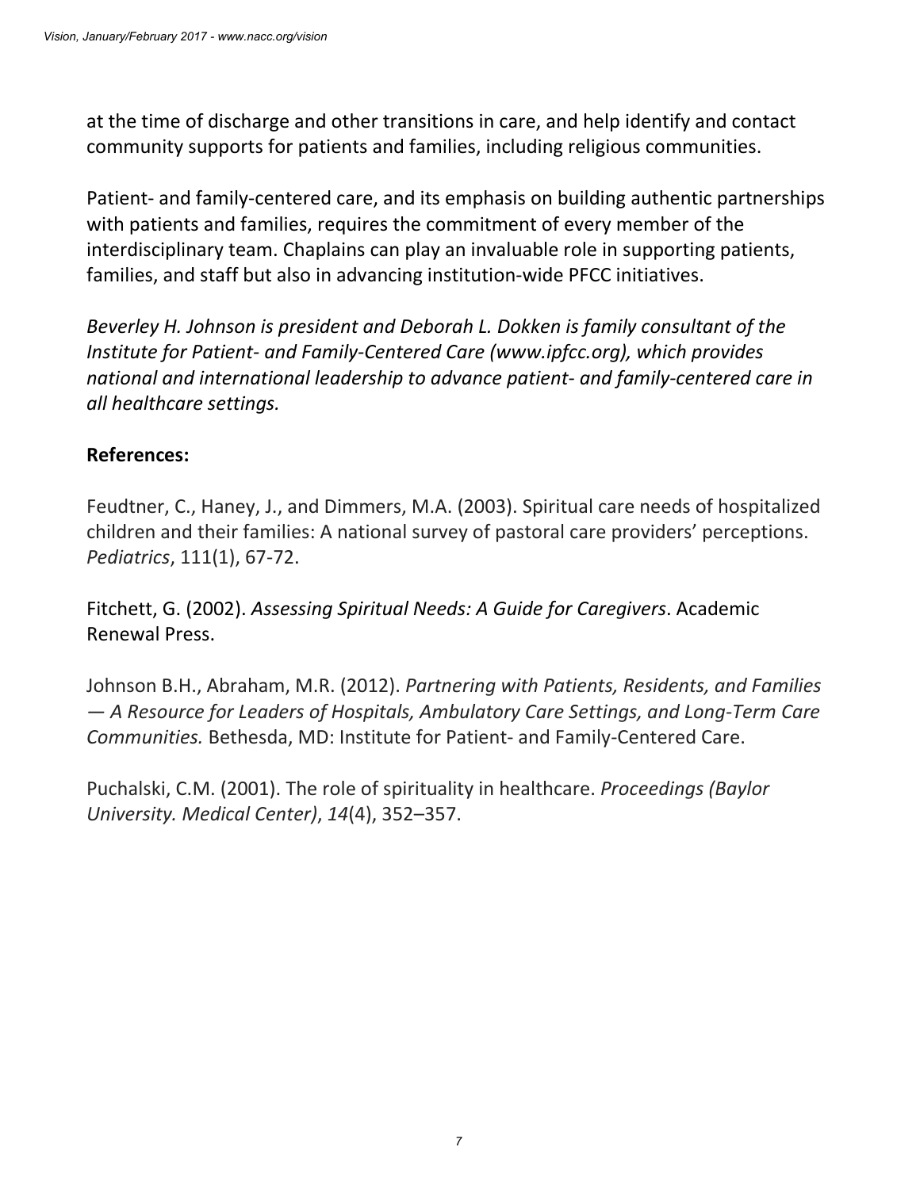at the time of discharge and other transitions in care, and help identify and contact community supports for patients and families, including religious communities.

Patient- and family-centered care, and its emphasis on building authentic partnerships with patients and families, requires the commitment of every member of the interdisciplinary team. Chaplains can play an invaluable role in supporting patients, families, and staff but also in advancing institution-wide PFCC initiatives.

*Beverley H. Johnson is president and Deborah L. Dokken is family consultant of the Institute for Patient- and Family-Centered Care (www.ipfcc.org), which provides national and international leadership to advance patient- and family-centered care in all healthcare settings.*

**References:**

Feudtner, C., Haney, J., and Dimmers, M.A. (2003). Spiritual care needs of hospitalized children and their families: A national survey of pastoral care providers' perceptions. *Pediatrics*, 111(1), 67-72.

Fitchett, G. (2002). *Assessing Spiritual Needs: A Guide for Caregivers*. Academic Renewal Press.

Johnson B.H., Abraham, M.R. (2012). *Partnering with Patients, Residents, and Families — A Resource for Leaders of Hospitals, Ambulatory Care Settings, and Long-Term Care Communities.* Bethesda, MD: Institute for Patient- and Family-Centered Care.

Puchalski, C.M. (2001). The role of spirituality in healthcare. *Proceedings (Baylor University. Medical Center)*, *14*(4), 352–357.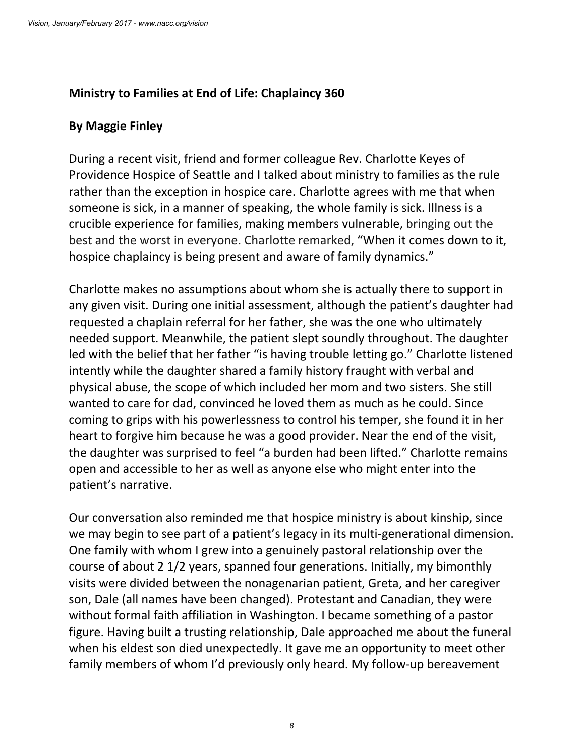## Ministry to Families at End of Life: Chaplaincy 360

### By Maggie Finley

During a recent visit, friend and former colleague Rev. Charlotte Keyes of Providence Hospice of Seattle and I talked about ministry to families as the rule rather than the exception in hospice care. Charlotte agrees with me that when someone is sick, in a manner of speaking, the whole family is sick. Illness is a crucible experience for families, making members vulnerable, bringing out the best and the worst in everyone. Charlotte remarked, "When it comes down to it, hospice chaplaincy is being present and aware of family dynamics."

Charlotte makes no assumptions about whom she is actually there to support in any given visit. During one initial assessment, although the patient's daughter had requested a chaplain referral for her father, she was the one who ultimately needed support. Meanwhile, the patient slept soundly throughout. The daughter led with the belief that her father "is having trouble letting go." Charlotte listened intently while the daughter shared a family history fraught with verbal and physical abuse, the scope of which included her mom and two sisters. She still wanted to care for dad, convinced he loved them as much as he could. Since coming to grips with his powerlessness to control his temper, she found it in her heart to forgive him because he was a good provider. Near the end of the visit, the daughter was surprised to feel "a burden had been lifted." Charlotte remains open and accessible to her as well as anyone else who might enter into the patient's narrative.

Our conversation also reminded me that hospice ministry is about kinship, since we may begin to see part of a patient's legacy in its multi-generational dimension. One family with whom I grew into a genuinely pastoral relationship over the course of about 2 1/2 years, spanned four generations. Initially, my bimonthly visits were divided between the nonagenarian patient, Greta, and her caregiver son, Dale (all names have been changed). Protestant and Canadian, they were without formal faith affiliation in Washington. I became something of a pastor figure. Having built a trusting relationship, Dale approached me about the funeral when his eldest son died unexpectedly. It gave me an opportunity to meet other family members of whom I'd previously only heard. My follow-up bereavement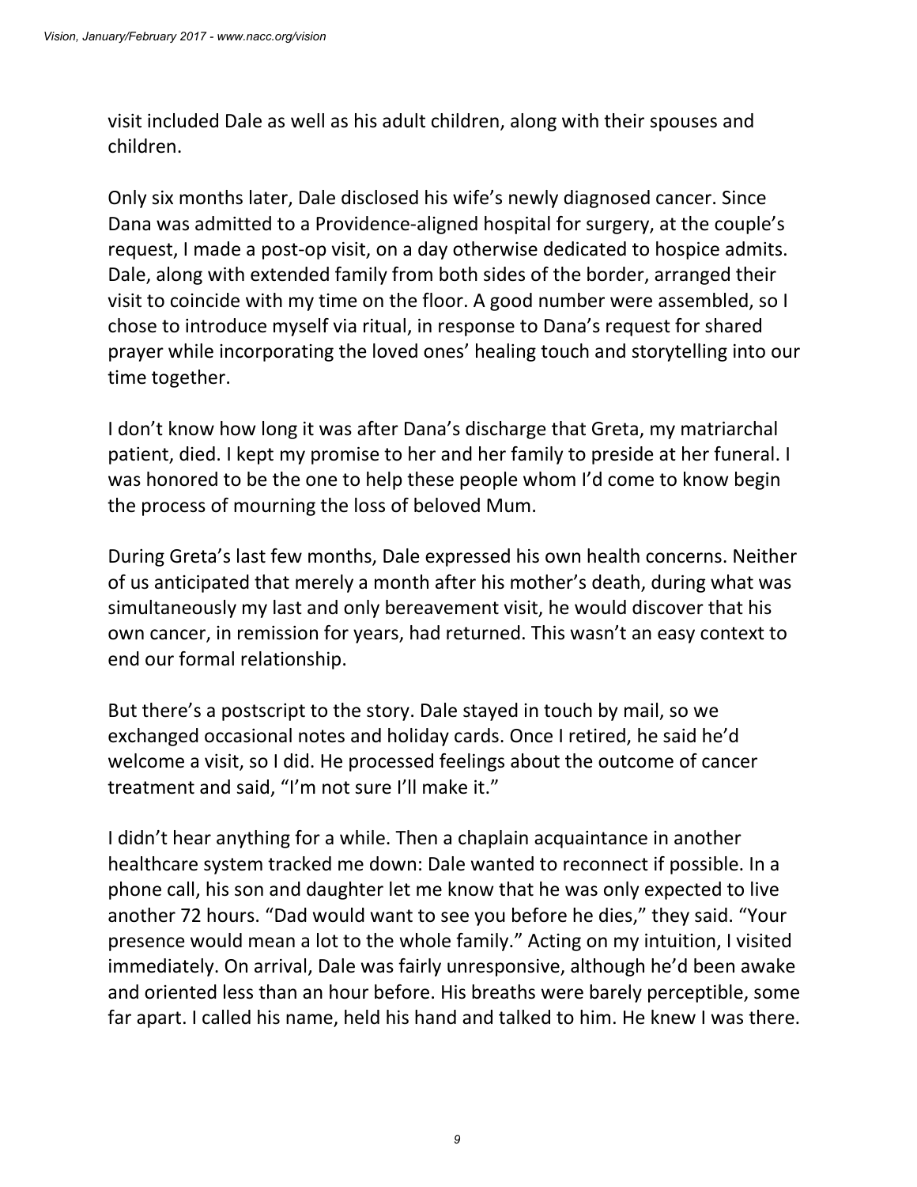visit included Dale as well as his adult children, along with their spouses and children.

Only six months later, Dale disclosed his wife's newly diagnosed cancer. Since Dana was admitted to a Providence-aligned hospital for surgery, at the couple's request, I made a post-op visit, on a day otherwise dedicated to hospice admits. Dale, along with extended family from both sides of the border, arranged their visit to coincide with my time on the floor. A good number were assembled, so I chose to introduce myself via ritual, in response to Dana's request for shared prayer while incorporating the loved ones' healing touch and storytelling into our time together.

I don't know how long it was after Dana's discharge that Greta, my matriarchal patient, died. I kept my promise to her and her family to preside at her funeral. I was honored to be the one to help these people whom I'd come to know begin the process of mourning the loss of beloved Mum.

During Greta's last few months, Dale expressed his own health concerns. Neither of us anticipated that merely a month after his mother's death, during what was simultaneously my last and only bereavement visit, he would discover that his own cancer, in remission for years, had returned. This wasn't an easy context to end our formal relationship.

But there's a postscript to the story. Dale stayed in touch by mail, so we exchanged occasional notes and holiday cards. Once I retired, he said he'd welcome a visit, so I did. He processed feelings about the outcome of cancer treatment and said, "I'm not sure I'll make it."

I didn't hear anything for a while. Then a chaplain acquaintance in another healthcare system tracked me down: Dale wanted to reconnect if possible. In a phone call, his son and daughter let me know that he was only expected to live another 72 hours. "Dad would want to see you before he dies," they said. "Your presence would mean a lot to the whole family." Acting on my intuition, I visited immediately. On arrival, Dale was fairly unresponsive, although he'd been awake and oriented less than an hour before. His breaths were barely perceptible, some far apart. I called his name, held his hand and talked to him. He knew I was there.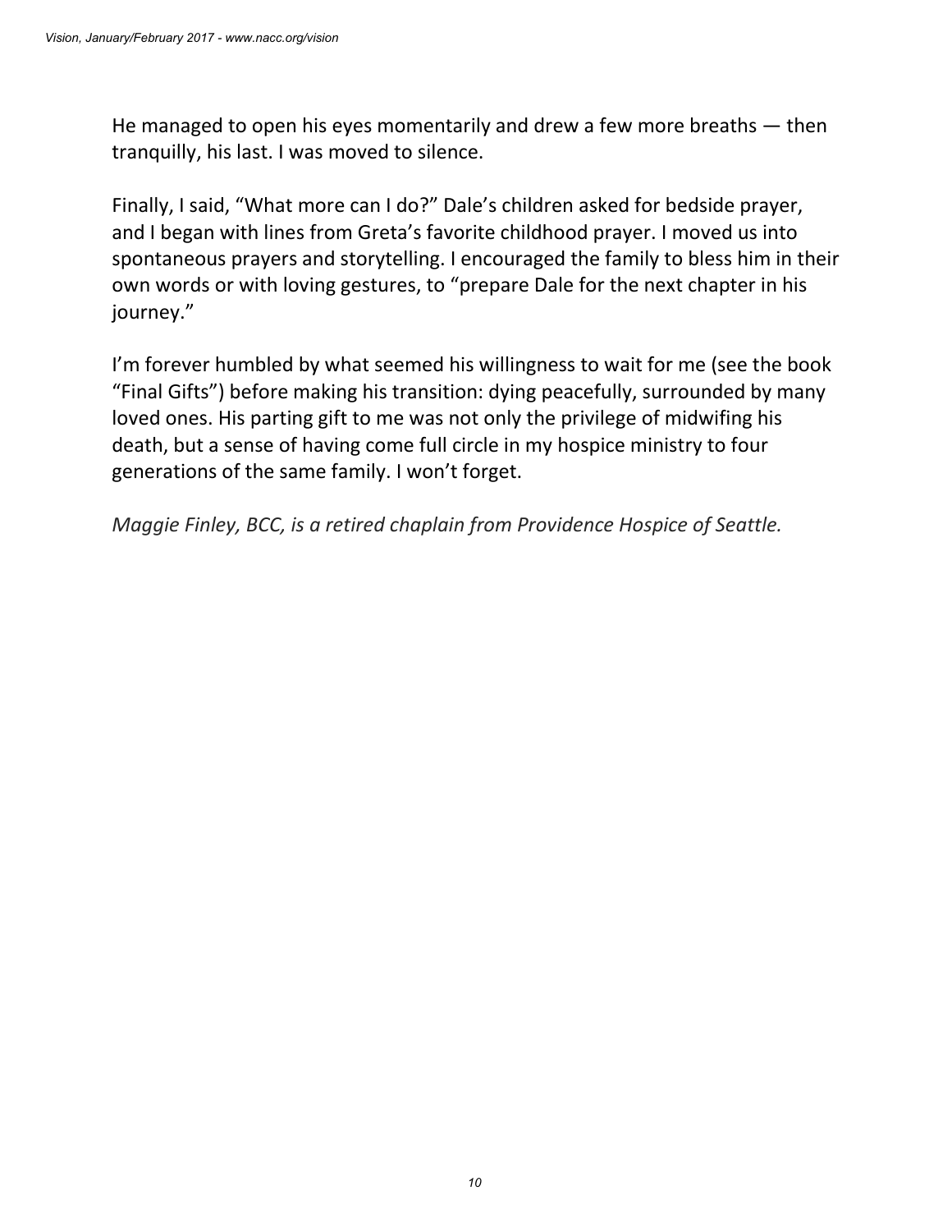He managed to open his eyes momentarily and drew a few more breaths — then tranquilly, his last. I was moved to silence.

Finally, I said, "What more can I do?" Dale's children asked for bedside prayer, and I began with lines from Greta's favorite childhood prayer. I moved us into spontaneous prayers and storytelling. I encouraged the family to bless him in their own words or with loving gestures, to "prepare Dale for the next chapter in his journey."

I'm forever humbled by what seemed his willingness to wait for me (see the book "Final Gifts") before making his transition: dying peacefully, surrounded by many loved ones. His parting gift to me was not only the privilege of midwifing his death, but a sense of having come full circle in my hospice ministry to four generations of the same family. I won't forget.

*Maggie Finley, BCC, is a retired chaplain from Providence Hospice of Seattle.*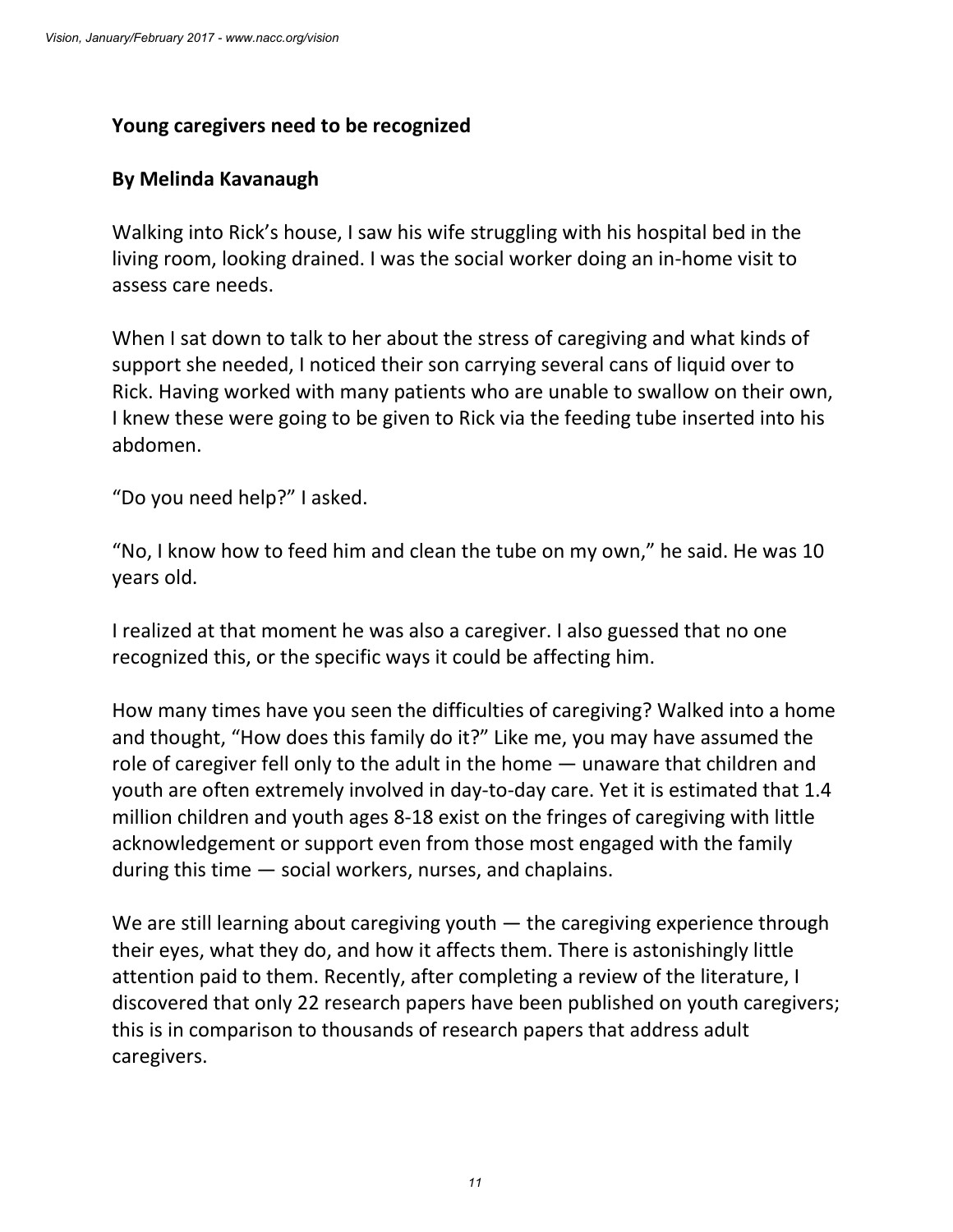**Young caregivers need to be recognized**

**By Melinda Kavanaugh**

Walking into Rick's house, I saw his wife struggling with his hospital bed in the living room, looking drained. I was the social worker doing an in-home visit to assess care needs.

When I sat down to talk to her about the stress of caregiving and what kinds of support she needed, I noticed their son carrying several cans of liquid over to Rick. Having worked with many patients who are unable to swallow on their own, I knew these were going to be given to Rick via the feeding tube inserted into his abdomen.

"Do you need help?" I asked.

"No, I know how to feed him and clean the tube on my own," he said. He was 10 years old.

I realized at that moment he was also a caregiver. I also guessed that no one recognized this, or the specific ways it could be affecting him.

How many times have you seen the difficulties of caregiving? Walked into a home and thought, "How does this family do it?" Like me, you may have assumed the role of caregiver fell only to the adult in the home — unaware that children and youth are often extremely involved in day-to-day care. Yet it is estimated that 1.4 million children and youth ages 8-18 exist on the fringes of caregiving with little acknowledgement or support even from those most engaged with the family during this time — social workers, nurses, and chaplains.

We are still learning about caregiving youth — the caregiving experience through their eyes, what they do, and how it affects them. There is astonishingly little attention paid to them. Recently, after completing a review of the literature, I discovered that only 22 research papers have been published on youth caregivers; this is in comparison to thousands of research papers that address adult caregivers.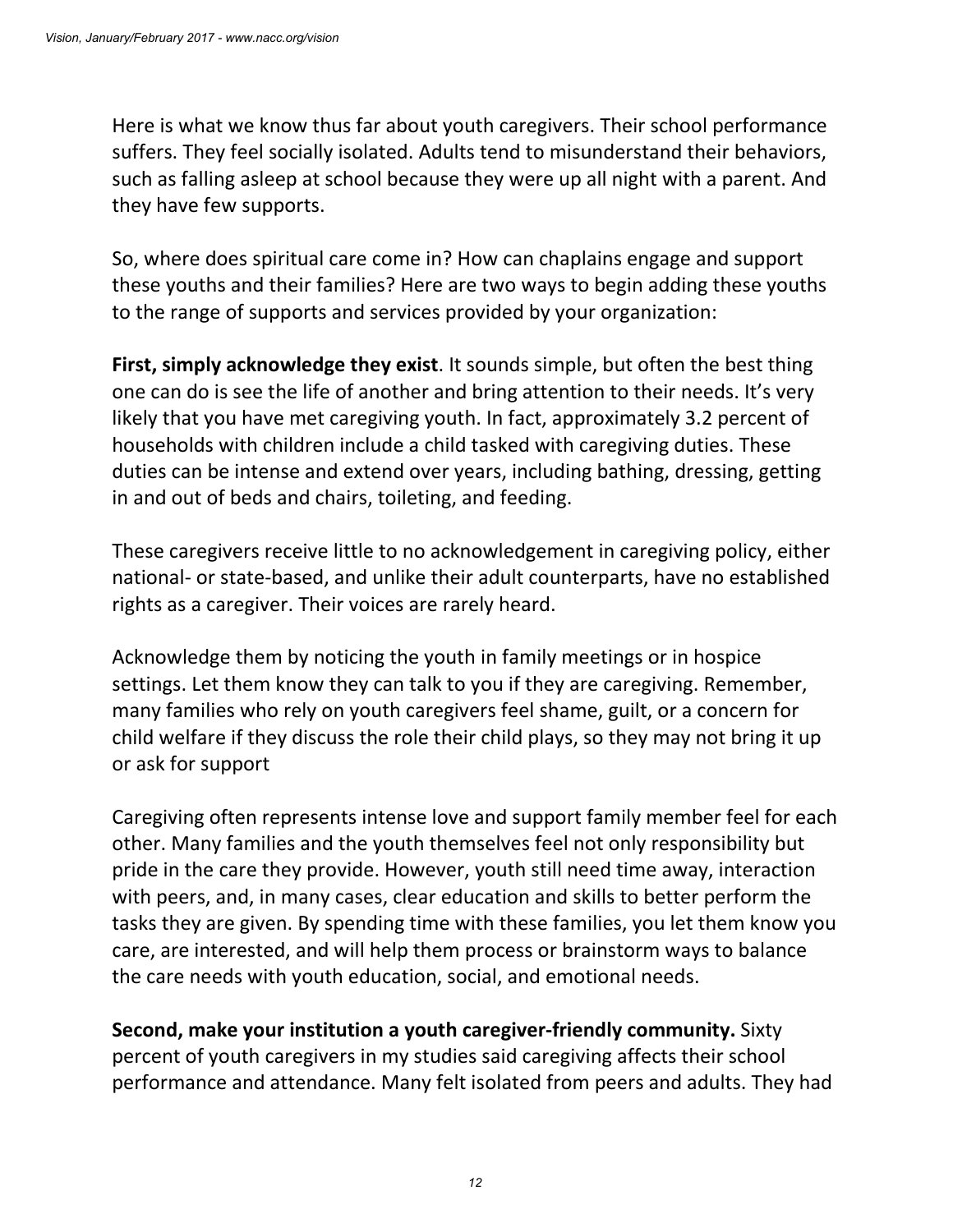Here is what we know thus far about youth caregivers. Their school performance suffers. They feel socially isolated. Adults tend to misunderstand their behaviors, such as falling asleep at school because they were up all night with a parent. And they have few supports.

So, where does spiritual care come in? How can chaplains engage and support these youths and their families? Here are two ways to begin adding these youths to the range of supports and services provided by your organization:

**First, simply acknowledge they exist**. It sounds simple, but often the best thing one can do is see the life of another and bring attention to their needs. It's very likely that you have met caregiving youth. In fact, approximately 3.2 percent of households with children include a child tasked with caregiving duties. These duties can be intense and extend over years, including bathing, dressing, getting in and out of beds and chairs, toileting, and feeding.

These caregivers receive little to no acknowledgement in caregiving policy, either national- or state-based, and unlike their adult counterparts, have no established rights as a caregiver. Their voices are rarely heard.

Acknowledge them by noticing the youth in family meetings or in hospice settings. Let them know they can talk to you if they are caregiving. Remember, many families who rely on youth caregivers feel shame, guilt, or a concern for child welfare if they discuss the role their child plays, so they may not bring it up or ask for support

Caregiving often represents intense love and support family member feel for each other. Many families and the youth themselves feel not only responsibility but pride in the care they provide. However, youth still need time away, interaction with peers, and, in many cases, clear education and skills to better perform the tasks they are given. By spending time with these families, you let them know you care, are interested, and will help them process or brainstorm ways to balance the care needs with youth education, social, and emotional needs.

**Second, make your institution a youth caregiver-friendly community.** Sixty percent of youth caregivers in my studies said caregiving affects their school performance and attendance. Many felt isolated from peers and adults. They had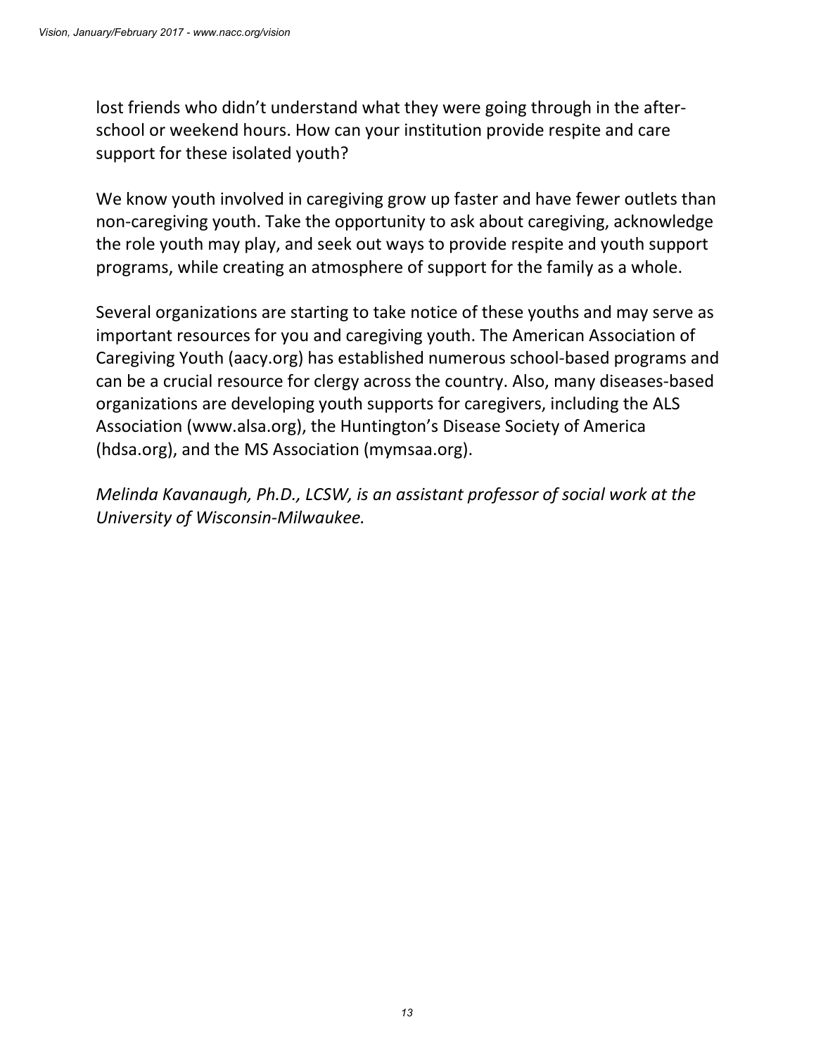lost friends who didn't understand what they were going through in the after-school or weekend hours. How can your institution provide respite and care support for these isolated youth?

We know youth involved in caregiving grow up faster and have fewer outlets than non-caregiving youth. Take the opportunity to ask about caregiving, acknowledge the role youth may play, and seek out ways to provide respite and youth support programs, while creating an atmosphere of support for the family as a whole.

Several organizations are starting to take notice of these youths and may serve as important resources for you and caregiving youth. The American Association of Caregiving Youth (aacy.org) has established numerous school-based programs and can be a crucial resource for clergy across the country. Also, many diseases-based organizations are developing youth supports for caregivers, including the ALS Association (www.alsa.org), the Huntington's Disease Society of America (hdsa.org), and the MS Association (mymsaa.org).

*Melinda Kavanaugh, Ph.D., LCSW, is an assistant professor of social work at the University of Wisconsin-Milwaukee.*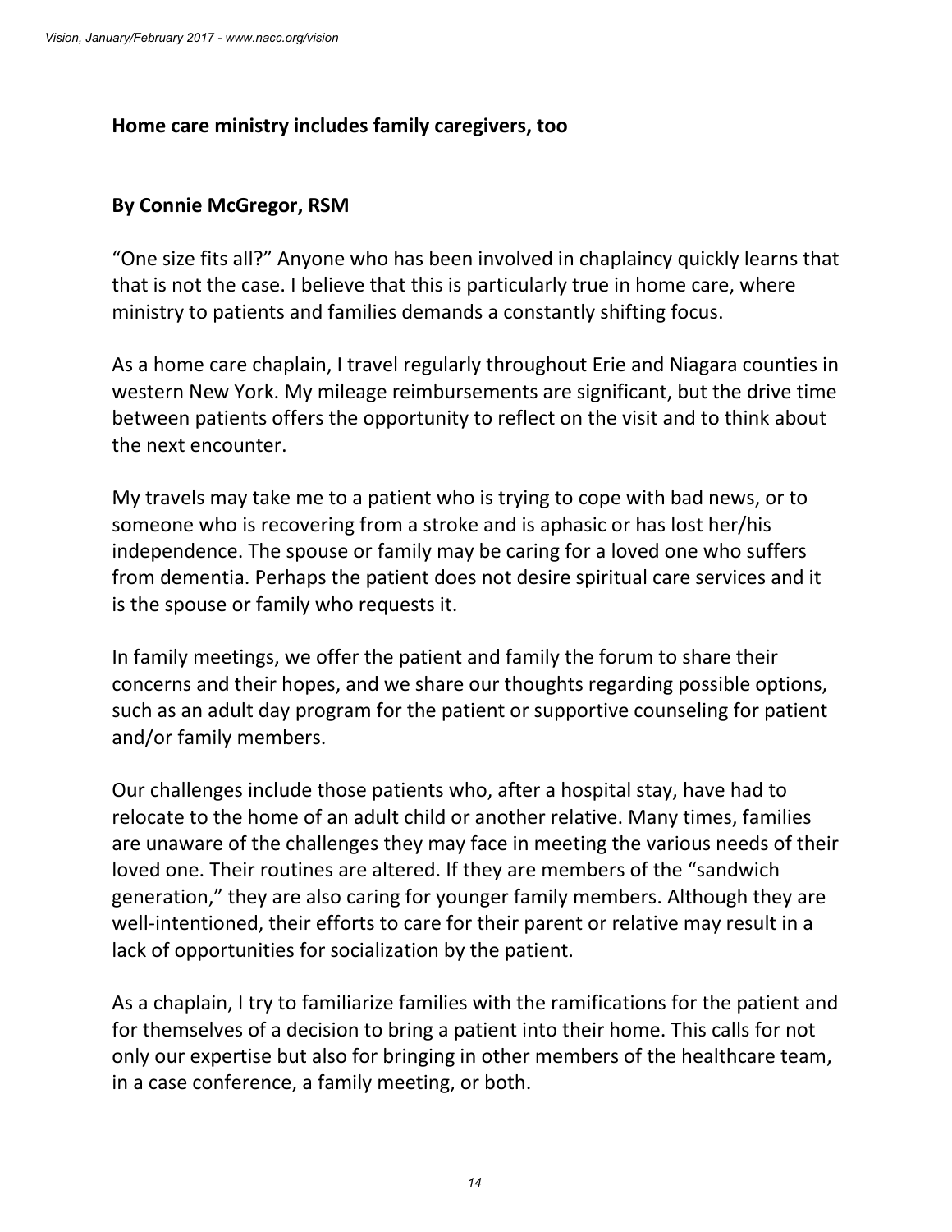## Home care ministry includes family caregivers, too

**By Connie McGregor, RSM**

"One size fits all?" Anyone who has been involved in chaplaincy quickly learns that that is not the case. I believe that this is particularly true in home care, where ministry to patients and families demands a constantly shifting focus.

As a home care chaplain, I travel regularly throughout Erie and Niagara counties in western New York. My mileage reimbursements are significant, but the drive time between patients offers the opportunity to reflect on the visit and to think about the next encounter.

My travels may take me to a patient who is trying to cope with bad news, or to someone who is recovering from a stroke and is aphasic or has lost her/his independence. The spouse or family may be caring for a loved one who suffers from dementia. Perhaps the patient does not desire spiritual care services and it is the spouse or family who requests it.

In family meetings, we offer the patient and family the forum to share their concerns and their hopes, and we share our thoughts regarding possible options, such as an adult day program for the patient or supportive counseling for patient and/or family members.

Our challenges include those patients who, after a hospital stay, have had to relocate to the home of an adult child or another relative. Many times, families are unaware of the challenges they may face in meeting the various needs of their loved one. Their routines are altered. If they are members of the "sandwich generation," they are also caring for younger family members. Although they are well-intentioned, their efforts to care for their parent or relative may result in a lack of opportunities for socialization by the patient.

As a chaplain, I try to familiarize families with the ramifications for the patient and for themselves of a decision to bring a patient into their home. This calls for not only our expertise but also for bringing in other members of the healthcare team, in a case conference, a family meeting, or both.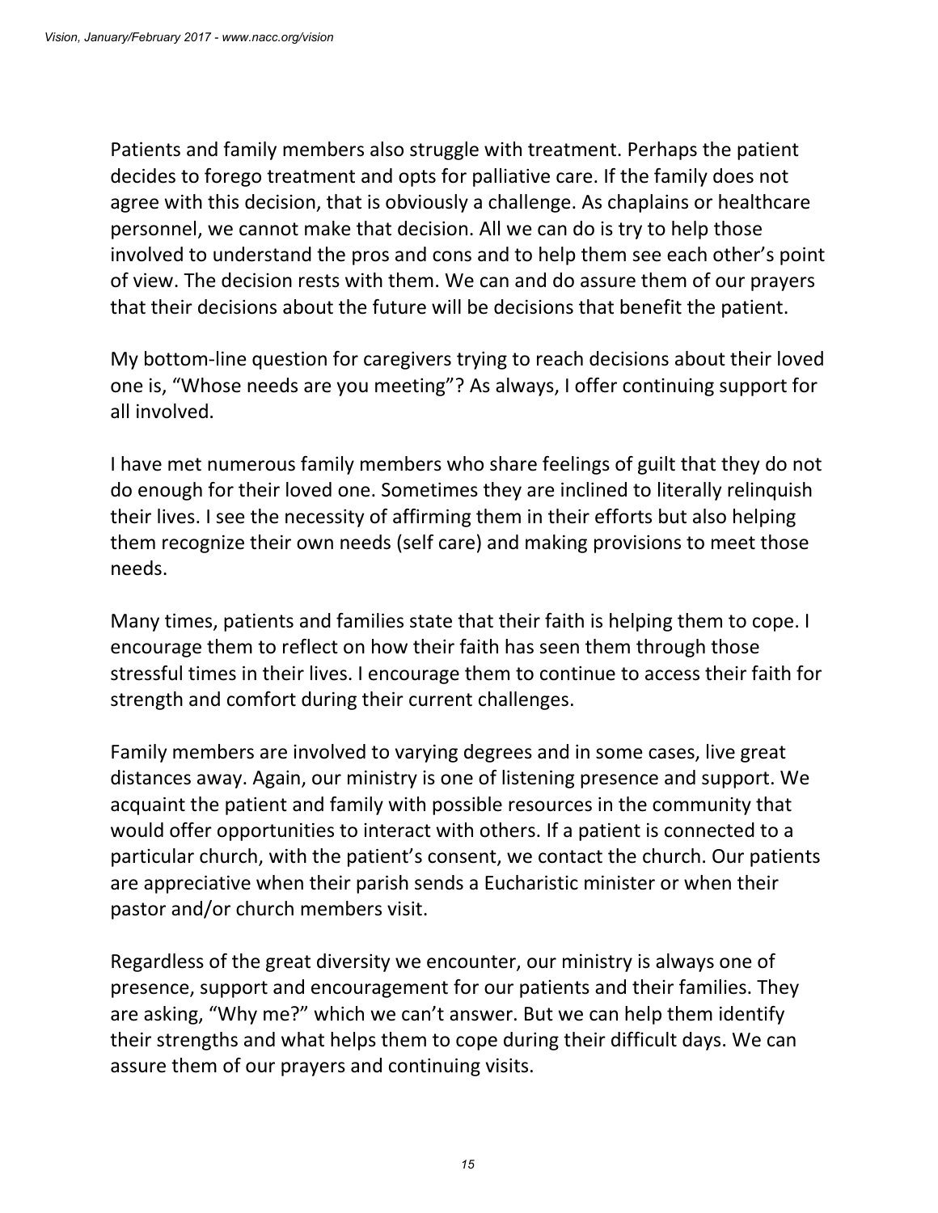Patients and family members also struggle with treatment. Perhaps the patient decides to forego treatment and opts for palliative care. If the family does not agree with this decision, that is obviously a challenge. As chaplains or healthcare personnel, we cannot make that decision. All we can do is try to help those involved to understand the pros and cons and to help them see each other's point of view. The decision rests with them. We can and do assure them of our prayers that their decisions about the future will be decisions that benefit the patient.

My bottom-line question for caregivers trying to reach decisions about their loved one is, "Whose needs are you meeting"? As always, I offer continuing support for all involved.

I have met numerous family members who share feelings of guilt that they do not do enough for their loved one. Sometimes they are inclined to literally relinquish their lives. I see the necessity of affirming them in their efforts but also helping them recognize their own needs (self care) and making provisions to meet those needs.

Many times, patients and families state that their faith is helping them to cope. I encourage them to reflect on how their faith has seen them through those stressful times in their lives. I encourage them to continue to access their faith for strength and comfort during their current challenges.

Family members are involved to varying degrees and in some cases, live great distances away. Again, our ministry is one of listening presence and support. We acquaint the patient and family with possible resources in the community that would offer opportunities to interact with others. If a patient is connected to a particular church, with the patient's consent, we contact the church. Our patients are appreciative when their parish sends a Eucharistic minister or when their pastor and/or church members visit.

Regardless of the great diversity we encounter, our ministry is always one of presence, support and encouragement for our patients and their families. They are asking, "Why me?" which we can't answer. But we can help them identify their strengths and what helps them to cope during their difficult days. We can assure them of our prayers and continuing visits.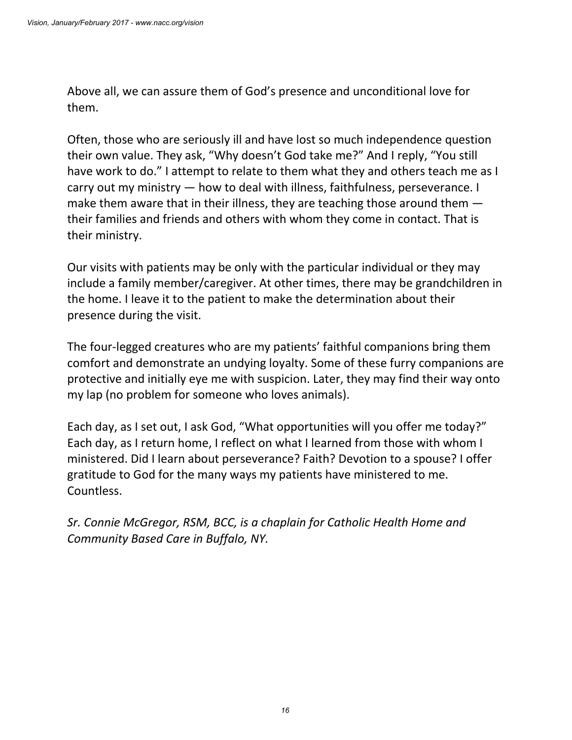Above all, we can assure them of God's presence and unconditional love for them.

Often, those who are seriously ill and have lost so much independence question their own value. They ask, "Why doesn't God take me?" And I reply, "You still have work to do." I attempt to relate to them what they and others teach me as I carry out my ministry — how to deal with illness, faithfulness, perseverance. I make them aware that in their illness, they are teaching those around them — their families and friends and others with whom they come in contact. That is their ministry.

Our visits with patients may be only with the particular individual or they may include a family member/caregiver. At other times, there may be grandchildren in the home. I leave it to the patient to make the determination about their presence during the visit.

The four-legged creatures who are my patients' faithful companions bring them comfort and demonstrate an undying loyalty. Some of these furry companions are protective and initially eye me with suspicion. Later, they may find their way onto my lap (no problem for someone who loves animals).

Each day, as I set out, I ask God, "What opportunities will you offer me today?" Each day, as I return home, I reflect on what I learned from those with whom I ministered. Did I learn about perseverance? Faith? Devotion to a spouse? I offer gratitude to God for the many ways my patients have ministered to me. Countless.

*Sr. Connie McGregor, RSM, BCC, is a chaplain for Catholic Health Home and Community Based Care in Buffalo, NY.*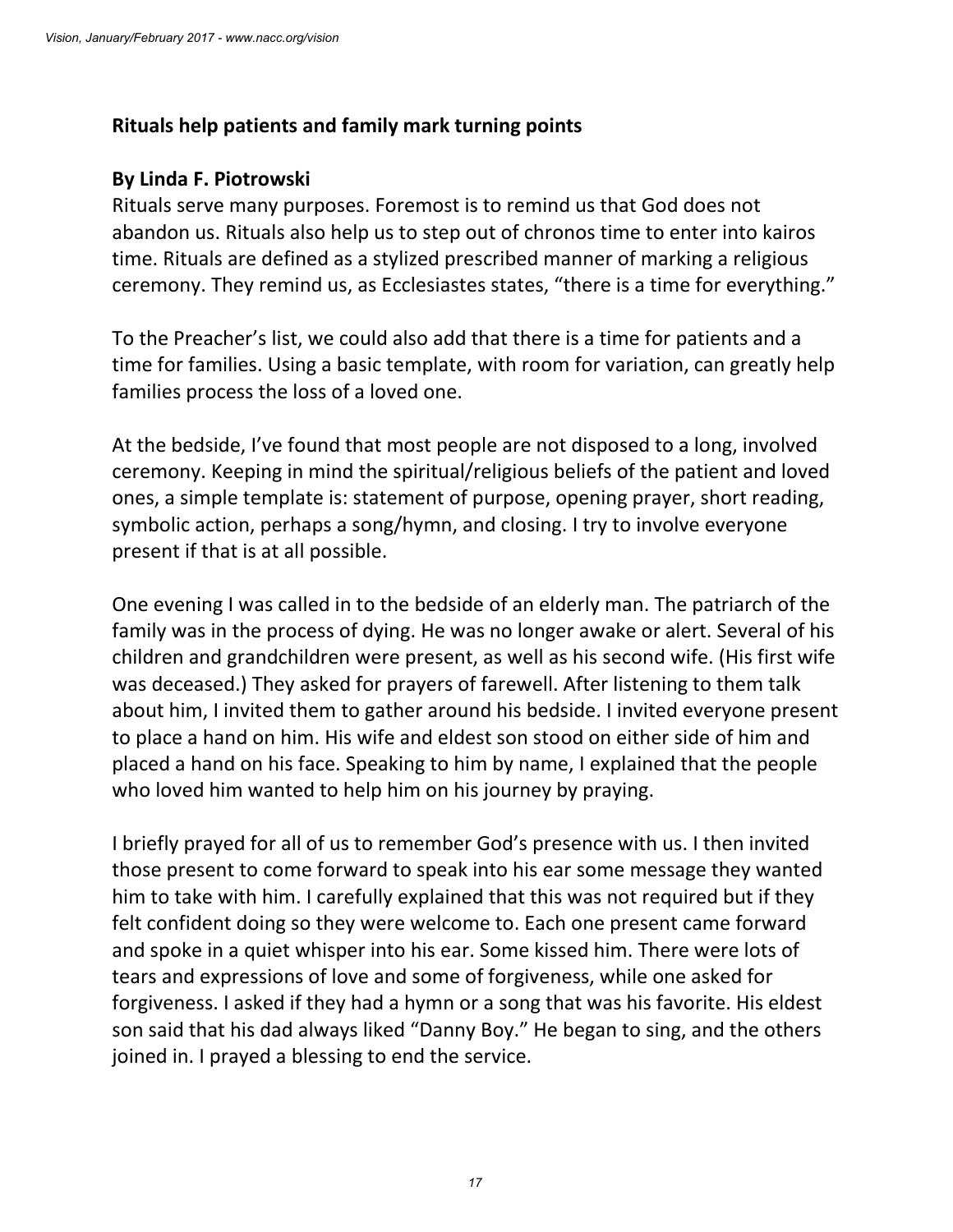## Rituals help patients and family mark turning points

**By Linda F. Piotrowski**

Rituals serve many purposes. Foremost is to remind us that God does not abandon us. Rituals also help us to step out of chronos time to enter into kairos time. Rituals are defined as a stylized prescribed manner of marking a religious ceremony. They remind us, as Ecclesiastes states, "there is a time for everything."

To the Preacher's list, we could also add that there is a time for patients and a time for families. Using a basic template, with room for variation, can greatly help families process the loss of a loved one.

At the bedside, I've found that most people are not disposed to a long, involved ceremony. Keeping in mind the spiritual/religious beliefs of the patient and loved ones, a simple template is: statement of purpose, opening prayer, short reading, symbolic action, perhaps a song/hymn, and closing. I try to involve everyone present if that is at all possible.

One evening I was called in to the bedside of an elderly man. The patriarch of the family was in the process of dying. He was no longer awake or alert. Several of his children and grandchildren were present, as well as his second wife. (His first wife was deceased.) They asked for prayers of farewell. After listening to them talk about him, I invited them to gather around his bedside. I invited everyone present to place a hand on him. His wife and eldest son stood on either side of him and placed a hand on his face. Speaking to him by name, I explained that the people who loved him wanted to help him on his journey by praying.

I briefly prayed for all of us to remember God's presence with us. I then invited those present to come forward to speak into his ear some message they wanted him to take with him. I carefully explained that this was not required but if they felt confident doing so they were welcome to. Each one present came forward and spoke in a quiet whisper into his ear. Some kissed him. There were lots of tears and expressions of love and some of forgiveness, while one asked for forgiveness. I asked if they had a hymn or a song that was his favorite. His eldest son said that his dad always liked "Danny Boy." He began to sing, and the others joined in. I prayed a blessing to end the service.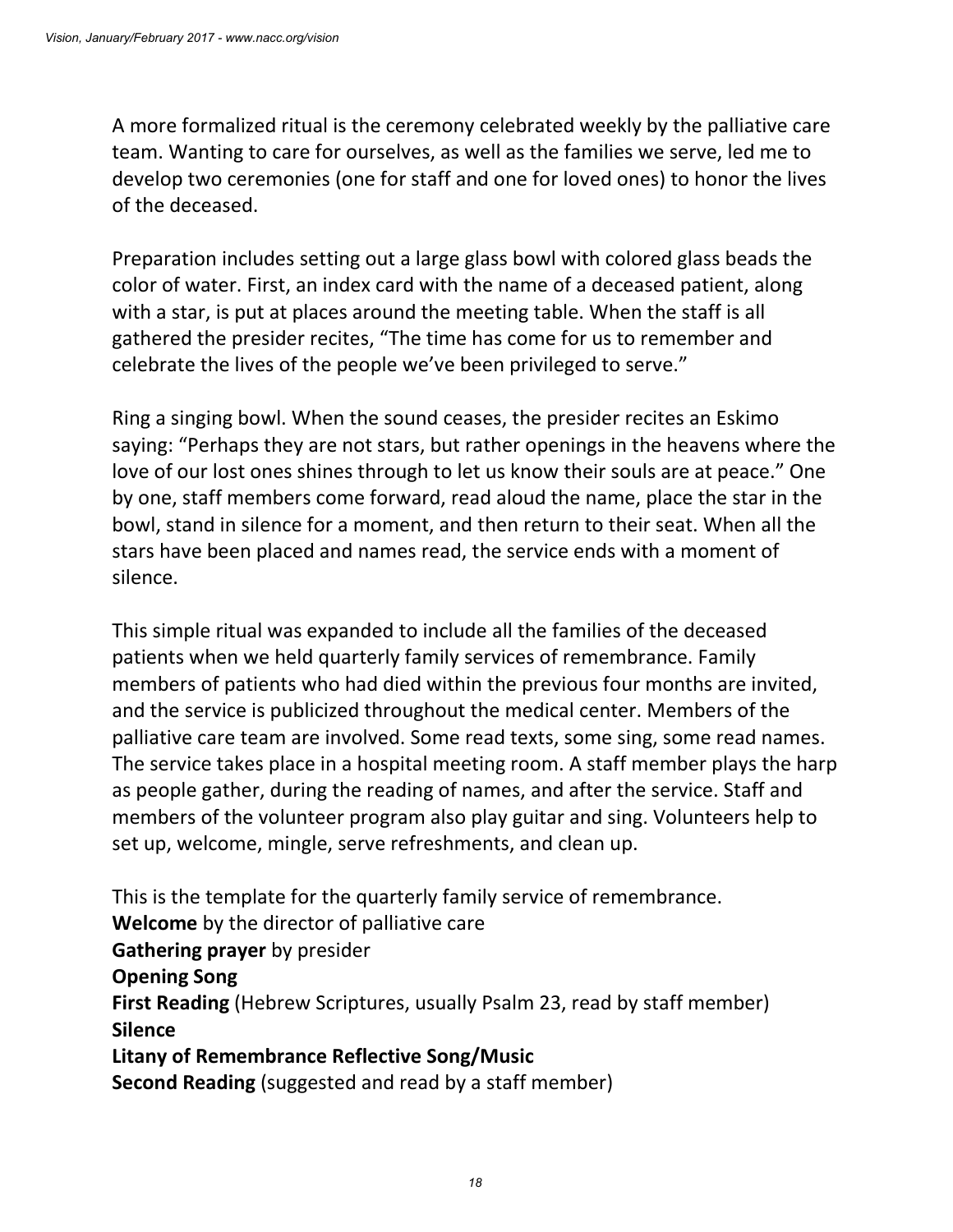A more formalized ritual is the ceremony celebrated weekly by the palliative care team. Wanting to care for ourselves, as well as the families we serve, led me to develop two ceremonies (one for staff and one for loved ones) to honor the lives of the deceased.

Preparation includes setting out a large glass bowl with colored glass beads the color of water. First, an index card with the name of a deceased patient, along with a star, is put at places around the meeting table. When the staff is all gathered the presider recites, "The time has come for us to remember and celebrate the lives of the people we've been privileged to serve."

Ring a singing bowl. When the sound ceases, the presider recites an Eskimo saying: "Perhaps they are not stars, but rather openings in the heavens where the love of our lost ones shines through to let us know their souls are at peace." One by one, staff members come forward, read aloud the name, place the star in the bowl, stand in silence for a moment, and then return to their seat. When all the stars have been placed and names read, the service ends with a moment of silence.

This simple ritual was expanded to include all the families of the deceased patients when we held quarterly family services of remembrance. Family members of patients who had died within the previous four months are invited, and the service is publicized throughout the medical center. Members of the palliative care team are involved. Some read texts, some sing, some read names. The service takes place in a hospital meeting room. A staff member plays the harp as people gather, during the reading of names, and after the service. Staff and members of the volunteer program also play guitar and sing. Volunteers help to set up, welcome, mingle, serve refreshments, and clean up.

This is the template for the quarterly family service of remembrance.
**Welcome** by the director of palliative care
**Gathering prayer** by presider
**Opening Song**
**First Reading** (Hebrew Scriptures, usually Psalm 23, read by staff member)
**Silence**
**Litany of Remembrance Reflective Song/Music**
**Second Reading** (suggested and read by a staff member)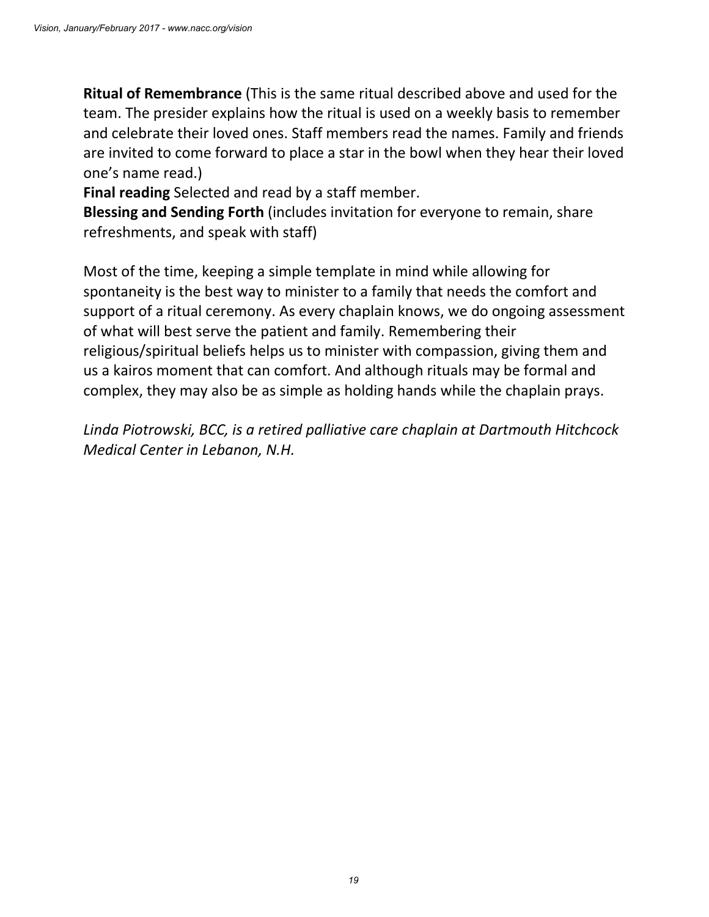**Ritual of Remembrance** (This is the same ritual described above and used for the team. The presider explains how the ritual is used on a weekly basis to remember and celebrate their loved ones. Staff members read the names. Family and friends are invited to come forward to place a star in the bowl when they hear their loved one's name read.)
**Final reading** Selected and read by a staff member.
**Blessing and Sending Forth** (includes invitation for everyone to remain, share refreshments, and speak with staff)

Most of the time, keeping a simple template in mind while allowing for spontaneity is the best way to minister to a family that needs the comfort and support of a ritual ceremony. As every chaplain knows, we do ongoing assessment of what will best serve the patient and family. Remembering their religious/spiritual beliefs helps us to minister with compassion, giving them and us a kairos moment that can comfort. And although rituals may be formal and complex, they may also be as simple as holding hands while the chaplain prays.

*Linda Piotrowski, BCC, is a retired palliative care chaplain at Dartmouth Hitchcock Medical Center in Lebanon, N.H.*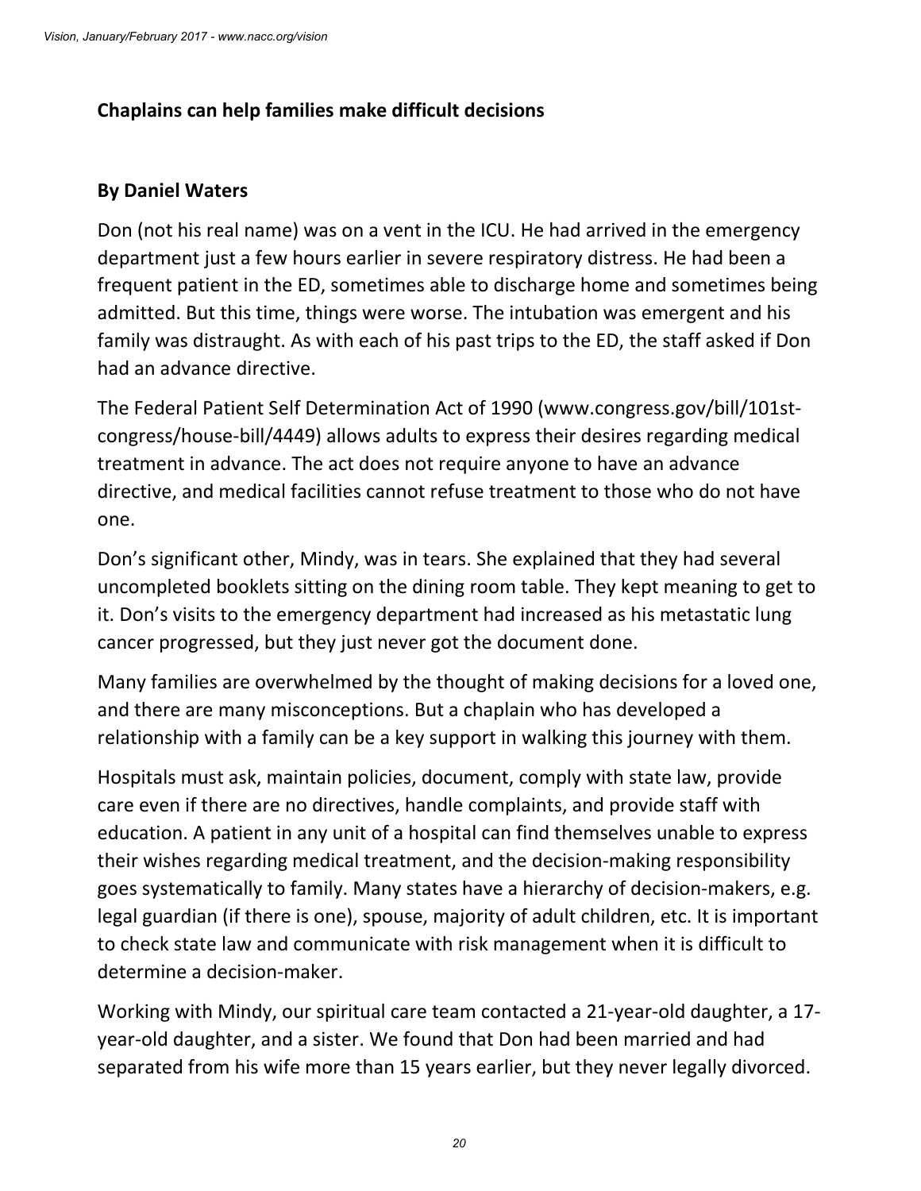## Chaplains can help families make difficult decisions

### By Daniel Waters

Don (not his real name) was on a vent in the ICU. He had arrived in the emergency department just a few hours earlier in severe respiratory distress. He had been a frequent patient in the ED, sometimes able to discharge home and sometimes being admitted. But this time, things were worse. The intubation was emergent and his family was distraught. As with each of his past trips to the ED, the staff asked if Don had an advance directive.

The Federal Patient Self Determination Act of 1990 (www.congress.gov/bill/101st-congress/house-bill/4449) allows adults to express their desires regarding medical treatment in advance. The act does not require anyone to have an advance directive, and medical facilities cannot refuse treatment to those who do not have one.

Don's significant other, Mindy, was in tears. She explained that they had several uncompleted booklets sitting on the dining room table. They kept meaning to get to it. Don's visits to the emergency department had increased as his metastatic lung cancer progressed, but they just never got the document done.

Many families are overwhelmed by the thought of making decisions for a loved one, and there are many misconceptions. But a chaplain who has developed a relationship with a family can be a key support in walking this journey with them.

Hospitals must ask, maintain policies, document, comply with state law, provide care even if there are no directives, handle complaints, and provide staff with education. A patient in any unit of a hospital can find themselves unable to express their wishes regarding medical treatment, and the decision-making responsibility goes systematically to family. Many states have a hierarchy of decision-makers, e.g. legal guardian (if there is one), spouse, majority of adult children, etc. It is important to check state law and communicate with risk management when it is difficult to determine a decision-maker.

Working with Mindy, our spiritual care team contacted a 21-year-old daughter, a 17-year-old daughter, and a sister. We found that Don had been married and had separated from his wife more than 15 years earlier, but they never legally divorced.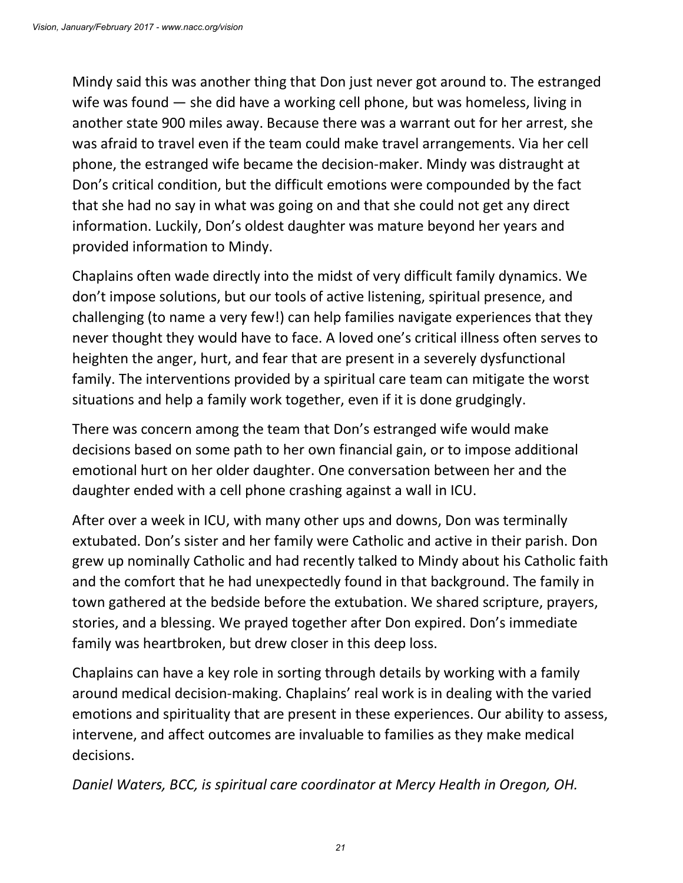Mindy said this was another thing that Don just never got around to. The estranged wife was found — she did have a working cell phone, but was homeless, living in another state 900 miles away. Because there was a warrant out for her arrest, she was afraid to travel even if the team could make travel arrangements. Via her cell phone, the estranged wife became the decision-maker. Mindy was distraught at Don's critical condition, but the difficult emotions were compounded by the fact that she had no say in what was going on and that she could not get any direct information. Luckily, Don's oldest daughter was mature beyond her years and provided information to Mindy.

Chaplains often wade directly into the midst of very difficult family dynamics. We don't impose solutions, but our tools of active listening, spiritual presence, and challenging (to name a very few!) can help families navigate experiences that they never thought they would have to face. A loved one's critical illness often serves to heighten the anger, hurt, and fear that are present in a severely dysfunctional family. The interventions provided by a spiritual care team can mitigate the worst situations and help a family work together, even if it is done grudgingly.

There was concern among the team that Don's estranged wife would make decisions based on some path to her own financial gain, or to impose additional emotional hurt on her older daughter. One conversation between her and the daughter ended with a cell phone crashing against a wall in ICU.

After over a week in ICU, with many other ups and downs, Don was terminally extubated. Don's sister and her family were Catholic and active in their parish. Don grew up nominally Catholic and had recently talked to Mindy about his Catholic faith and the comfort that he had unexpectedly found in that background. The family in town gathered at the bedside before the extubation. We shared scripture, prayers, stories, and a blessing. We prayed together after Don expired. Don's immediate family was heartbroken, but drew closer in this deep loss.

Chaplains can have a key role in sorting through details by working with a family around medical decision-making. Chaplains' real work is in dealing with the varied emotions and spirituality that are present in these experiences. Our ability to assess, intervene, and affect outcomes are invaluable to families as they make medical decisions.

*Daniel Waters, BCC, is spiritual care coordinator at Mercy Health in Oregon, OH.*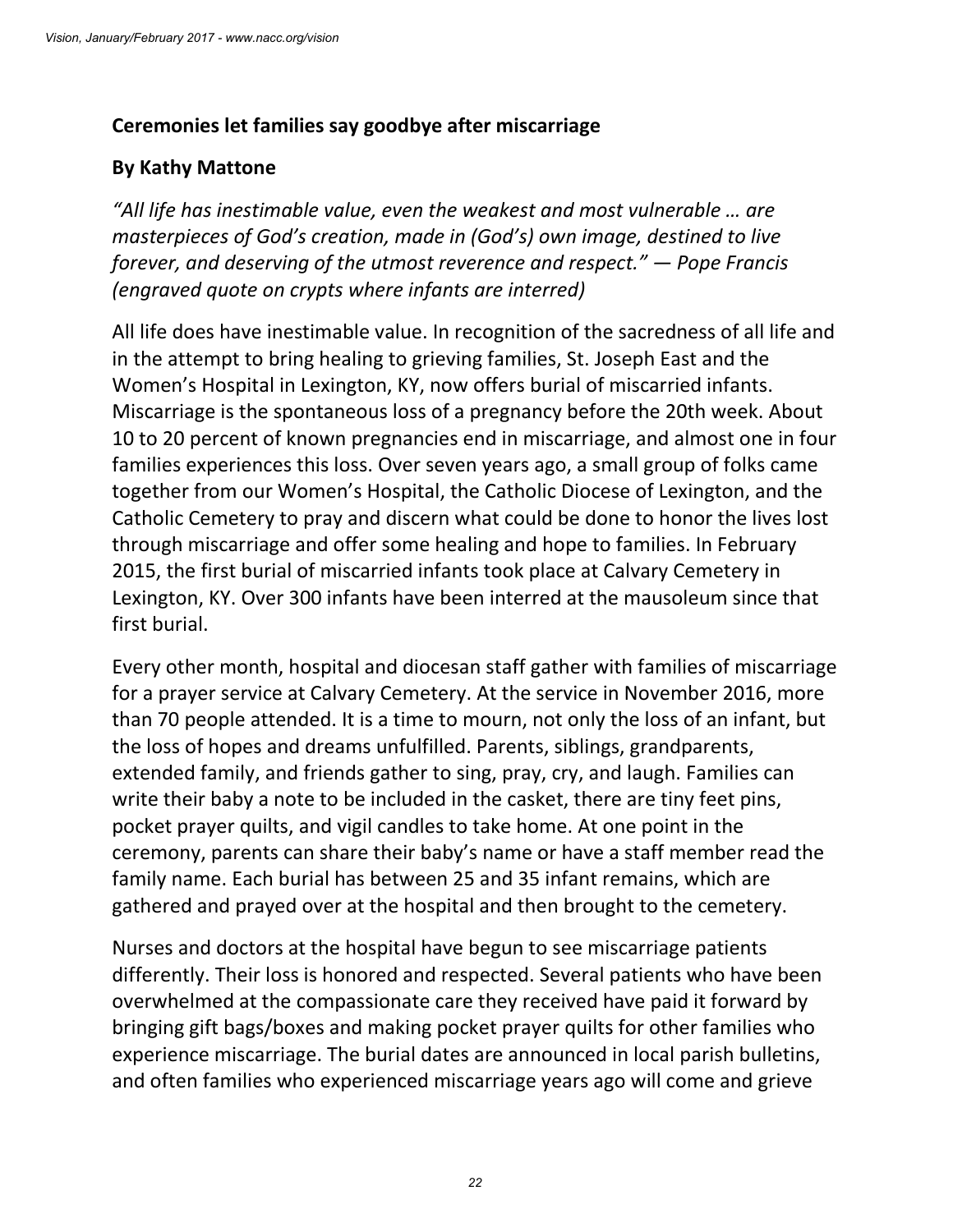**Ceremonies let families say goodbye after miscarriage**

**By Kathy Mattone**

*"All life has inestimable value, even the weakest and most vulnerable … are masterpieces of God's creation, made in (God's) own image, destined to live forever, and deserving of the utmost reverence and respect." — Pope Francis (engraved quote on crypts where infants are interred)*

All life does have inestimable value. In recognition of the sacredness of all life and in the attempt to bring healing to grieving families, St. Joseph East and the Women's Hospital in Lexington, KY, now offers burial of miscarried infants. Miscarriage is the spontaneous loss of a pregnancy before the 20th week. About 10 to 20 percent of known pregnancies end in miscarriage, and almost one in four families experiences this loss. Over seven years ago, a small group of folks came together from our Women's Hospital, the Catholic Diocese of Lexington, and the Catholic Cemetery to pray and discern what could be done to honor the lives lost through miscarriage and offer some healing and hope to families. In February 2015, the first burial of miscarried infants took place at Calvary Cemetery in Lexington, KY. Over 300 infants have been interred at the mausoleum since that first burial.

Every other month, hospital and diocesan staff gather with families of miscarriage for a prayer service at Calvary Cemetery. At the service in November 2016, more than 70 people attended. It is a time to mourn, not only the loss of an infant, but the loss of hopes and dreams unfulfilled. Parents, siblings, grandparents, extended family, and friends gather to sing, pray, cry, and laugh. Families can write their baby a note to be included in the casket, there are tiny feet pins, pocket prayer quilts, and vigil candles to take home. At one point in the ceremony, parents can share their baby's name or have a staff member read the family name. Each burial has between 25 and 35 infant remains, which are gathered and prayed over at the hospital and then brought to the cemetery.

Nurses and doctors at the hospital have begun to see miscarriage patients differently. Their loss is honored and respected. Several patients who have been overwhelmed at the compassionate care they received have paid it forward by bringing gift bags/boxes and making pocket prayer quilts for other families who experience miscarriage. The burial dates are announced in local parish bulletins, and often families who experienced miscarriage years ago will come and grieve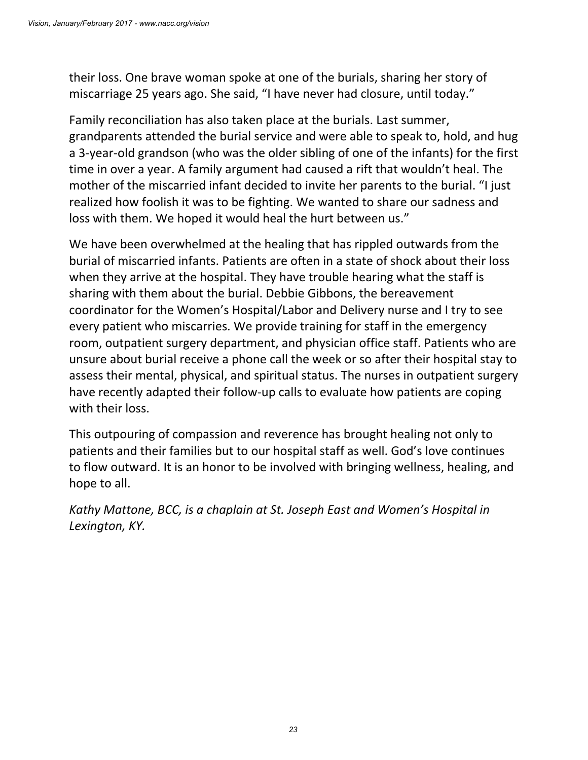their loss. One brave woman spoke at one of the burials, sharing her story of miscarriage 25 years ago. She said, "I have never had closure, until today."

Family reconciliation has also taken place at the burials. Last summer, grandparents attended the burial service and were able to speak to, hold, and hug a 3-year-old grandson (who was the older sibling of one of the infants) for the first time in over a year. A family argument had caused a rift that wouldn't heal. The mother of the miscarried infant decided to invite her parents to the burial. "I just realized how foolish it was to be fighting. We wanted to share our sadness and loss with them. We hoped it would heal the hurt between us."

We have been overwhelmed at the healing that has rippled outwards from the burial of miscarried infants. Patients are often in a state of shock about their loss when they arrive at the hospital. They have trouble hearing what the staff is sharing with them about the burial. Debbie Gibbons, the bereavement coordinator for the Women's Hospital/Labor and Delivery nurse and I try to see every patient who miscarries. We provide training for staff in the emergency room, outpatient surgery department, and physician office staff. Patients who are unsure about burial receive a phone call the week or so after their hospital stay to assess their mental, physical, and spiritual status. The nurses in outpatient surgery have recently adapted their follow-up calls to evaluate how patients are coping with their loss.

This outpouring of compassion and reverence has brought healing not only to patients and their families but to our hospital staff as well. God's love continues to flow outward. It is an honor to be involved with bringing wellness, healing, and hope to all.

*Kathy Mattone, BCC, is a chaplain at St. Joseph East and Women's Hospital in Lexington, KY.*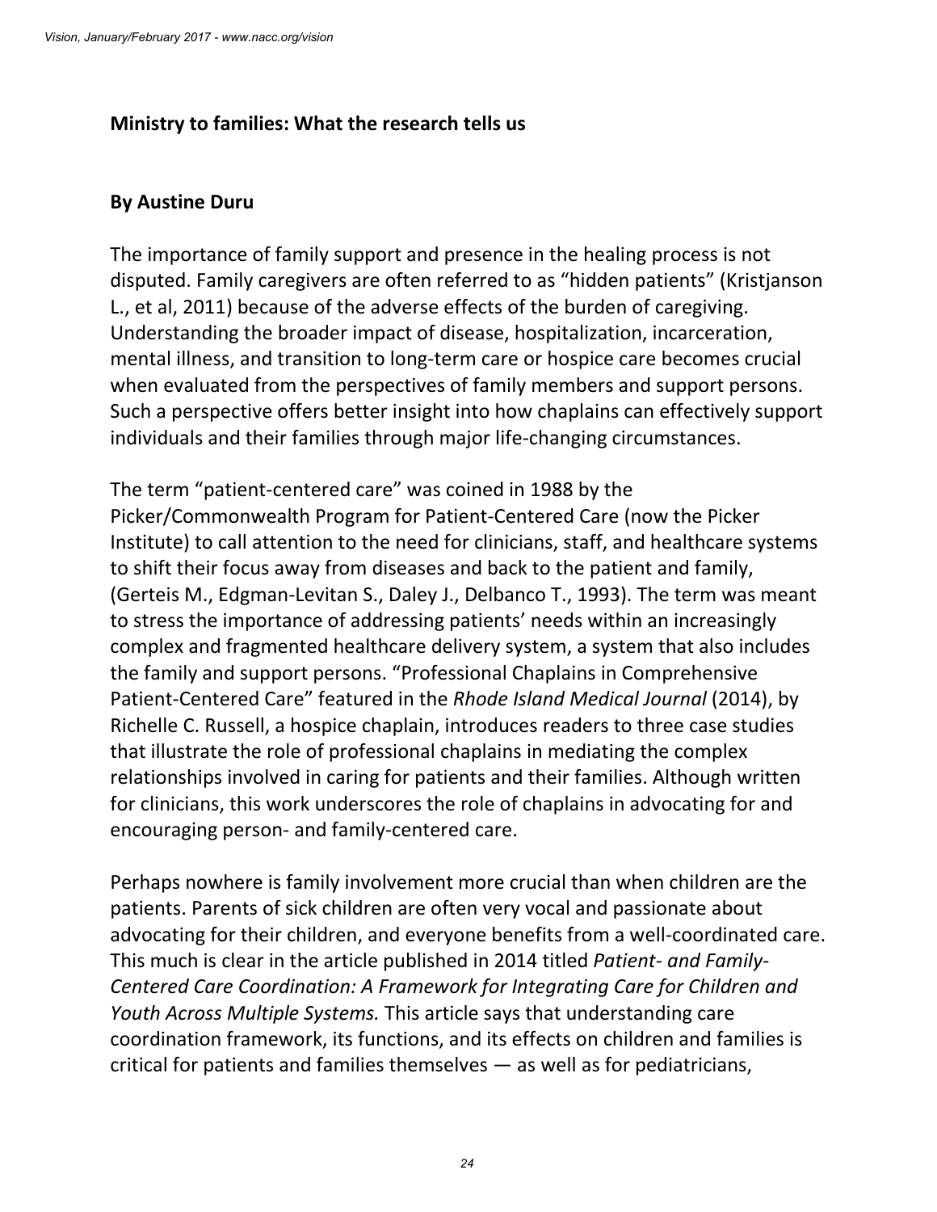**Ministry to families: What the research tells us**

**By Austine Duru**

The importance of family support and presence in the healing process is not disputed. Family caregivers are often referred to as "hidden patients" (Kristjanson L., et al, 2011) because of the adverse effects of the burden of caregiving. Understanding the broader impact of disease, hospitalization, incarceration, mental illness, and transition to long-term care or hospice care becomes crucial when evaluated from the perspectives of family members and support persons. Such a perspective offers better insight into how chaplains can effectively support individuals and their families through major life-changing circumstances.

The term "patient-centered care" was coined in 1988 by the Picker/Commonwealth Program for Patient-Centered Care (now the Picker Institute) to call attention to the need for clinicians, staff, and healthcare systems to shift their focus away from diseases and back to the patient and family, (Gerteis M., Edgman-Levitan S., Daley J., Delbanco T., 1993). The term was meant to stress the importance of addressing patients' needs within an increasingly complex and fragmented healthcare delivery system, a system that also includes the family and support persons. "Professional Chaplains in Comprehensive Patient-Centered Care" featured in the *Rhode Island Medical Journal* (2014), by Richelle C. Russell, a hospice chaplain, introduces readers to three case studies that illustrate the role of professional chaplains in mediating the complex relationships involved in caring for patients and their families. Although written for clinicians, this work underscores the role of chaplains in advocating for and encouraging person- and family-centered care.

Perhaps nowhere is family involvement more crucial than when children are the patients. Parents of sick children are often very vocal and passionate about advocating for their children, and everyone benefits from a well-coordinated care. This much is clear in the article published in 2014 titled *Patient- and Family-Centered Care Coordination: A Framework for Integrating Care for Children and Youth Across Multiple Systems.* This article says that understanding care coordination framework, its functions, and its effects on children and families is critical for patients and families themselves — as well as for pediatricians,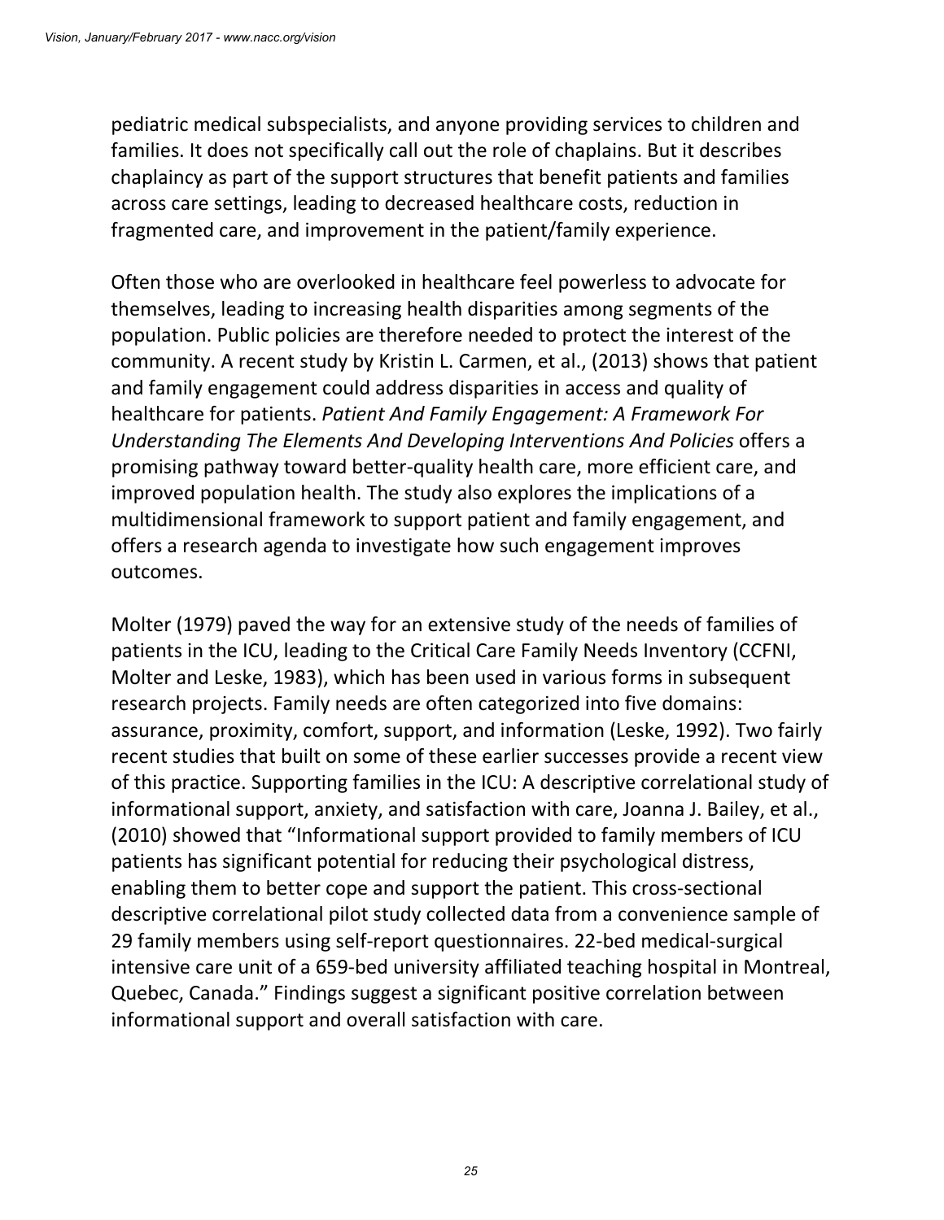pediatric medical subspecialists, and anyone providing services to children and families. It does not specifically call out the role of chaplains. But it describes chaplaincy as part of the support structures that benefit patients and families across care settings, leading to decreased healthcare costs, reduction in fragmented care, and improvement in the patient/family experience.

Often those who are overlooked in healthcare feel powerless to advocate for themselves, leading to increasing health disparities among segments of the population. Public policies are therefore needed to protect the interest of the community. A recent study by Kristin L. Carmen, et al., (2013) shows that patient and family engagement could address disparities in access and quality of healthcare for patients. *Patient And Family Engagement: A Framework For Understanding The Elements And Developing Interventions And Policies* offers a promising pathway toward better-quality health care, more efficient care, and improved population health. The study also explores the implications of a multidimensional framework to support patient and family engagement, and offers a research agenda to investigate how such engagement improves outcomes.

Molter (1979) paved the way for an extensive study of the needs of families of patients in the ICU, leading to the Critical Care Family Needs Inventory (CCFNI, Molter and Leske, 1983), which has been used in various forms in subsequent research projects. Family needs are often categorized into five domains: assurance, proximity, comfort, support, and information (Leske, 1992). Two fairly recent studies that built on some of these earlier successes provide a recent view of this practice. Supporting families in the ICU: A descriptive correlational study of informational support, anxiety, and satisfaction with care, Joanna J. Bailey, et al., (2010) showed that "Informational support provided to family members of ICU patients has significant potential for reducing their psychological distress, enabling them to better cope and support the patient. This cross-sectional descriptive correlational pilot study collected data from a convenience sample of 29 family members using self-report questionnaires. 22-bed medical-surgical intensive care unit of a 659-bed university affiliated teaching hospital in Montreal, Quebec, Canada." Findings suggest a significant positive correlation between informational support and overall satisfaction with care.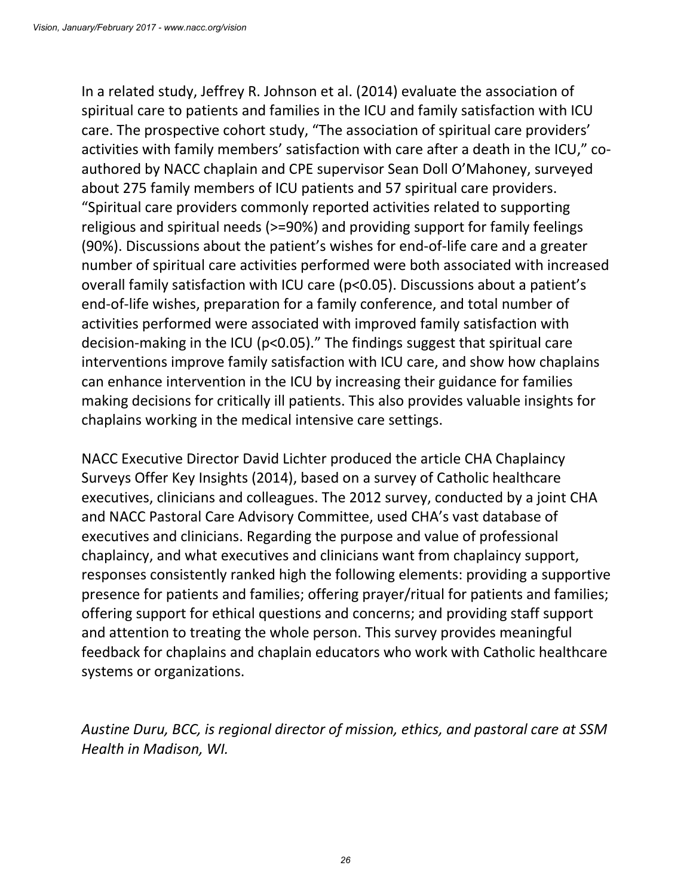In a related study, Jeffrey R. Johnson et al. (2014) evaluate the association of spiritual care to patients and families in the ICU and family satisfaction with ICU care. The prospective cohort study, "The association of spiritual care providers' activities with family members' satisfaction with care after a death in the ICU," co-authored by NACC chaplain and CPE supervisor Sean Doll O'Mahoney, surveyed about 275 family members of ICU patients and 57 spiritual care providers. "Spiritual care providers commonly reported activities related to supporting religious and spiritual needs (>=90%) and providing support for family feelings (90%). Discussions about the patient's wishes for end-of-life care and a greater number of spiritual care activities performed were both associated with increased overall family satisfaction with ICU care ($p<0.05$). Discussions about a patient's end-of-life wishes, preparation for a family conference, and total number of activities performed were associated with improved family satisfaction with decision-making in the ICU ($p<0.05$)." The findings suggest that spiritual care interventions improve family satisfaction with ICU care, and show how chaplains can enhance intervention in the ICU by increasing their guidance for families making decisions for critically ill patients. This also provides valuable insights for chaplains working in the medical intensive care settings.

NACC Executive Director David Lichter produced the article CHA Chaplaincy Surveys Offer Key Insights (2014), based on a survey of Catholic healthcare executives, clinicians and colleagues. The 2012 survey, conducted by a joint CHA and NACC Pastoral Care Advisory Committee, used CHA's vast database of executives and clinicians. Regarding the purpose and value of professional chaplaincy, and what executives and clinicians want from chaplaincy support, responses consistently ranked high the following elements: providing a supportive presence for patients and families; offering prayer/ritual for patients and families; offering support for ethical questions and concerns; and providing staff support and attention to treating the whole person. This survey provides meaningful feedback for chaplains and chaplain educators who work with Catholic healthcare systems or organizations.

*Austine Duru, BCC, is regional director of mission, ethics, and pastoral care at SSM Health in Madison, WI.*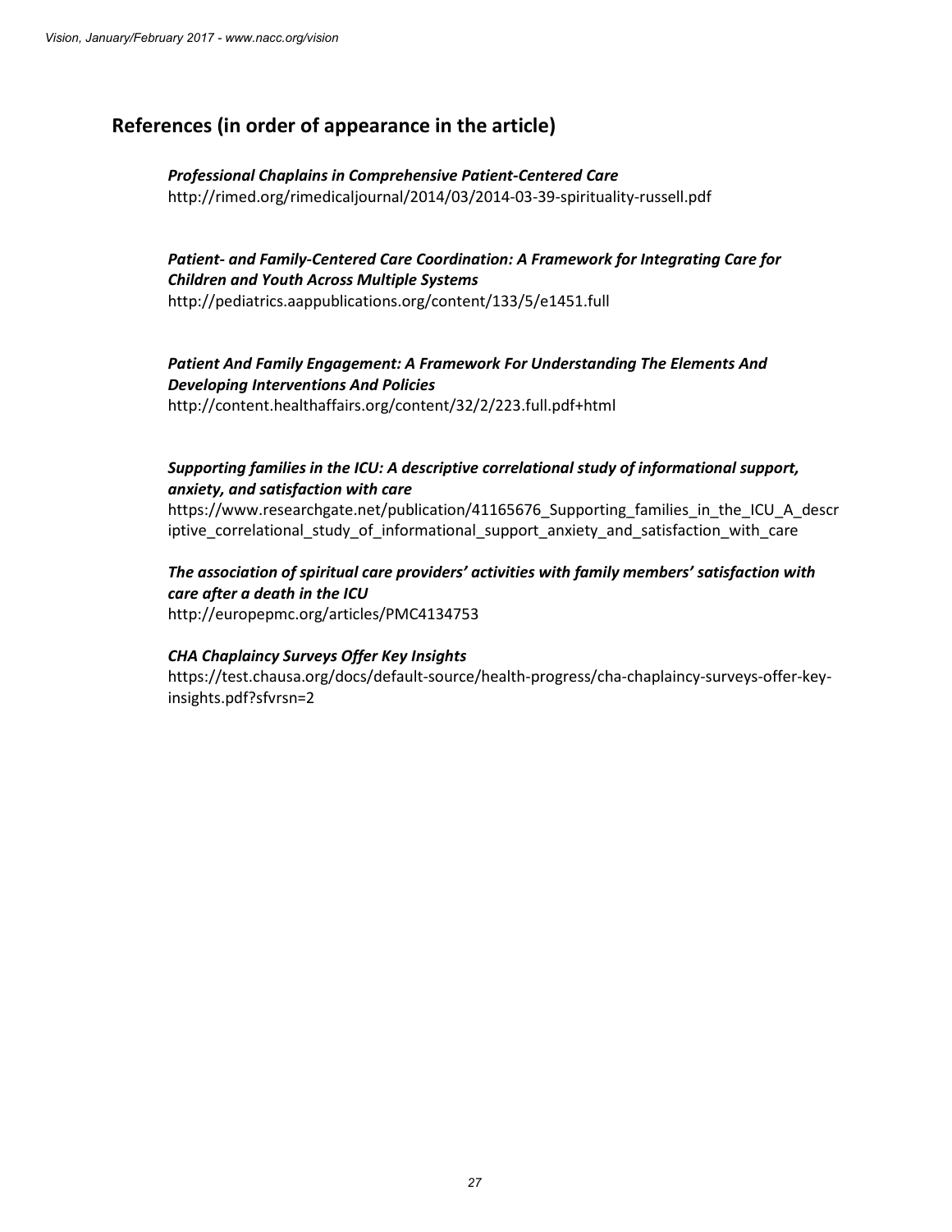## References (in order of appearance in the article)

***Professional Chaplains in Comprehensive Patient-Centered Care***
http://rimed.org/rimedicaljournal/2014/03/2014-03-39-spirituality-russell.pdf

***Patient- and Family-Centered Care Coordination: A Framework for Integrating Care for Children and Youth Across Multiple Systems***
http://pediatrics.aappublications.org/content/133/5/e1451.full

***Patient And Family Engagement: A Framework For Understanding The Elements And Developing Interventions And Policies***
http://content.healthaffairs.org/content/32/2/223.full.pdf+html

***Supporting families in the ICU: A descriptive correlational study of informational support, anxiety, and satisfaction with care***
https://www.researchgate.net/publication/41165676_Supporting_families_in_the_ICU_A_descriptive_correlational_study_of_informational_support_anxiety_and_satisfaction_with_care

***The association of spiritual care providers' activities with family members' satisfaction with care after a death in the ICU***
http://europepmc.org/articles/PMC4134753

***CHA Chaplaincy Surveys Offer Key Insights***
https://test.chausa.org/docs/default-source/health-progress/cha-chaplaincy-surveys-offer-key-insights.pdf?sfvrsn=2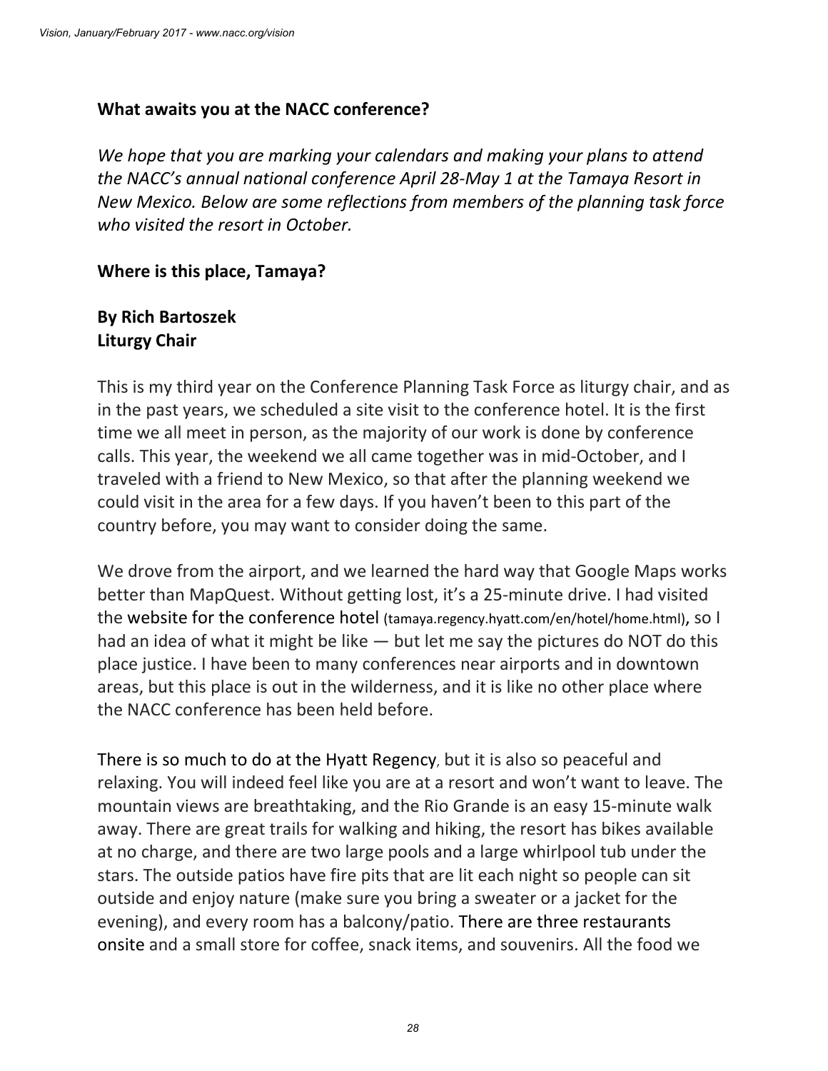**What awaits you at the NACC conference?**

*We hope that you are marking your calendars and making your plans to attend the NACC's annual national conference April 28-May 1 at the Tamaya Resort in New Mexico. Below are some reflections from members of the planning task force who visited the resort in October.*

**Where is this place, Tamaya?**

**By Rich Bartoszek**
**Liturgy Chair**

This is my third year on the Conference Planning Task Force as liturgy chair, and as in the past years, we scheduled a site visit to the conference hotel. It is the first time we all meet in person, as the majority of our work is done by conference calls. This year, the weekend we all came together was in mid-October, and I traveled with a friend to New Mexico, so that after the planning weekend we could visit in the area for a few days. If you haven't been to this part of the country before, you may want to consider doing the same.

We drove from the airport, and we learned the hard way that Google Maps works better than MapQuest. Without getting lost, it's a 25-minute drive. I had visited the website for the conference hotel (tamaya.regency.hyatt.com/en/hotel/home.html), so I had an idea of what it might be like — but let me say the pictures do NOT do this place justice. I have been to many conferences near airports and in downtown areas, but this place is out in the wilderness, and it is like no other place where the NACC conference has been held before.

There is so much to do at the Hyatt Regency, but it is also so peaceful and relaxing. You will indeed feel like you are at a resort and won't want to leave. The mountain views are breathtaking, and the Rio Grande is an easy 15-minute walk away. There are great trails for walking and hiking, the resort has bikes available at no charge, and there are two large pools and a large whirlpool tub under the stars. The outside patios have fire pits that are lit each night so people can sit outside and enjoy nature (make sure you bring a sweater or a jacket for the evening), and every room has a balcony/patio. There are three restaurants onsite and a small store for coffee, snack items, and souvenirs. All the food we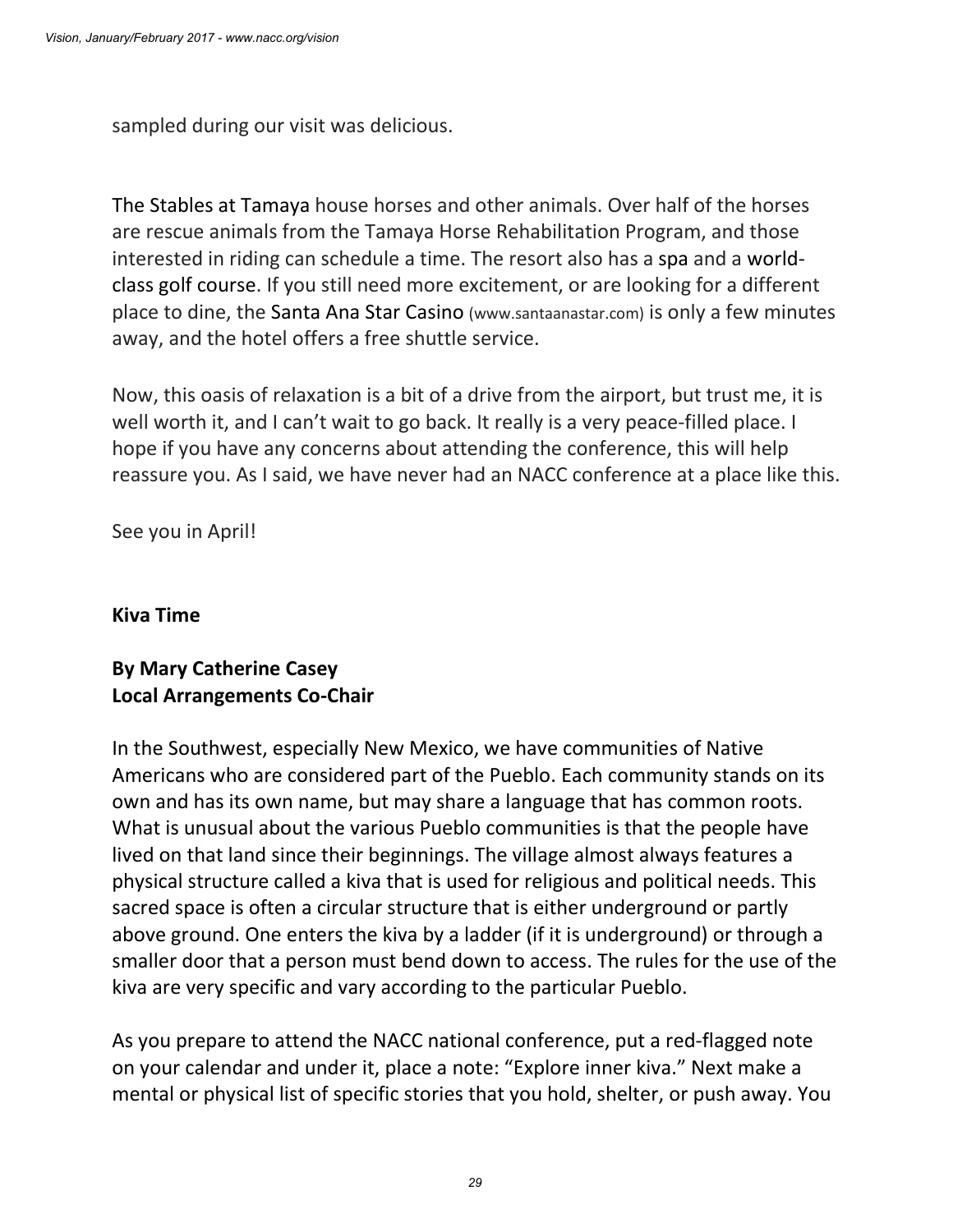sampled during our visit was delicious.

The Stables at Tamaya house horses and other animals. Over half of the horses are rescue animals from the Tamaya Horse Rehabilitation Program, and those interested in riding can schedule a time. The resort also has a spa and a world-class golf course. If you still need more excitement, or are looking for a different place to dine, the Santa Ana Star Casino (www.santaanastar.com) is only a few minutes away, and the hotel offers a free shuttle service.

Now, this oasis of relaxation is a bit of a drive from the airport, but trust me, it is well worth it, and I can't wait to go back. It really is a very peace-filled place. I hope if you have any concerns about attending the conference, this will help reassure you. As I said, we have never had an NACC conference at a place like this.

See you in April!

## Kiva Time

**By Mary Catherine Casey**
**Local Arrangements Co-Chair**

In the Southwest, especially New Mexico, we have communities of Native Americans who are considered part of the Pueblo. Each community stands on its own and has its own name, but may share a language that has common roots. What is unusual about the various Pueblo communities is that the people have lived on that land since their beginnings. The village almost always features a physical structure called a kiva that is used for religious and political needs. This sacred space is often a circular structure that is either underground or partly above ground. One enters the kiva by a ladder (if it is underground) or through a smaller door that a person must bend down to access. The rules for the use of the kiva are very specific and vary according to the particular Pueblo.

As you prepare to attend the NACC national conference, put a red-flagged note on your calendar and under it, place a note: "Explore inner kiva." Next make a mental or physical list of specific stories that you hold, shelter, or push away. You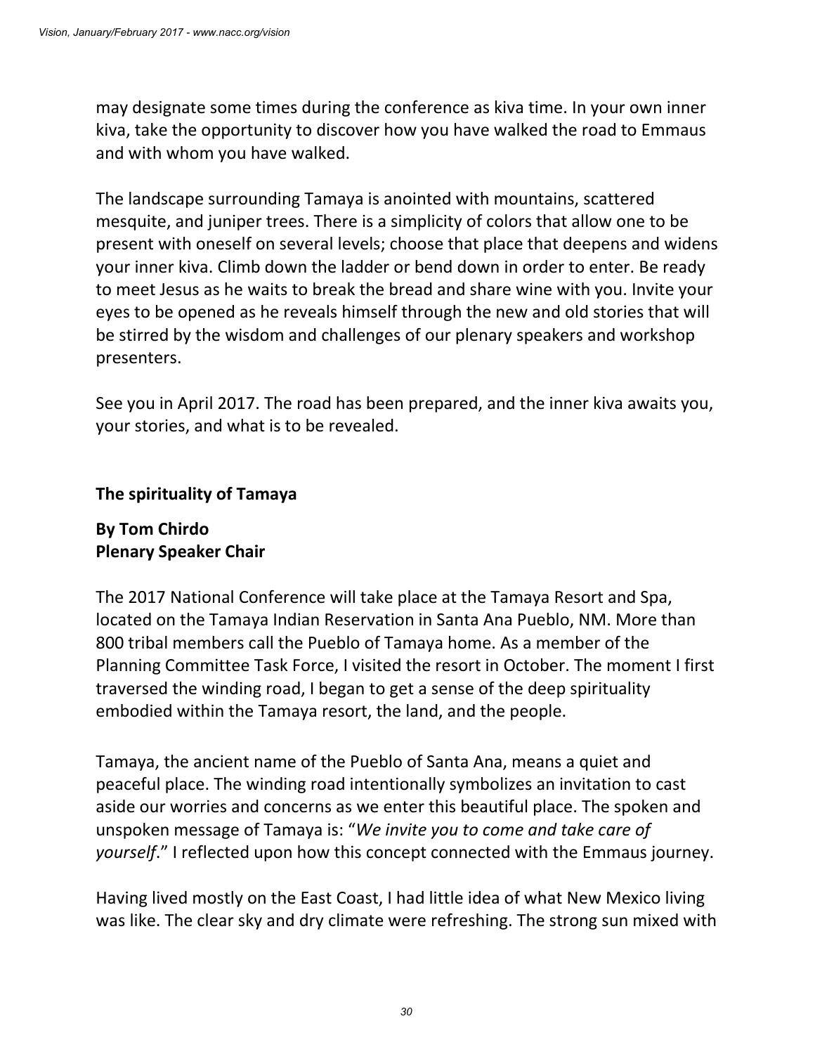may designate some times during the conference as kiva time. In your own inner kiva, take the opportunity to discover how you have walked the road to Emmaus and with whom you have walked.

The landscape surrounding Tamaya is anointed with mountains, scattered mesquite, and juniper trees. There is a simplicity of colors that allow one to be present with oneself on several levels; choose that place that deepens and widens your inner kiva. Climb down the ladder or bend down in order to enter. Be ready to meet Jesus as he waits to break the bread and share wine with you. Invite your eyes to be opened as he reveals himself through the new and old stories that will be stirred by the wisdom and challenges of our plenary speakers and workshop presenters.

See you in April 2017. The road has been prepared, and the inner kiva awaits you, your stories, and what is to be revealed.

## The spirituality of Tamaya

**By Tom Chirdo**
**Plenary Speaker Chair**

The 2017 National Conference will take place at the Tamaya Resort and Spa, located on the Tamaya Indian Reservation in Santa Ana Pueblo, NM. More than 800 tribal members call the Pueblo of Tamaya home. As a member of the Planning Committee Task Force, I visited the resort in October. The moment I first traversed the winding road, I began to get a sense of the deep spirituality embodied within the Tamaya resort, the land, and the people.

Tamaya, the ancient name of the Pueblo of Santa Ana, means a quiet and peaceful place. The winding road intentionally symbolizes an invitation to cast aside our worries and concerns as we enter this beautiful place. The spoken and unspoken message of Tamaya is: "*We invite you to come and take care of yourself*." I reflected upon how this concept connected with the Emmaus journey.

Having lived mostly on the East Coast, I had little idea of what New Mexico living was like. The clear sky and dry climate were refreshing. The strong sun mixed with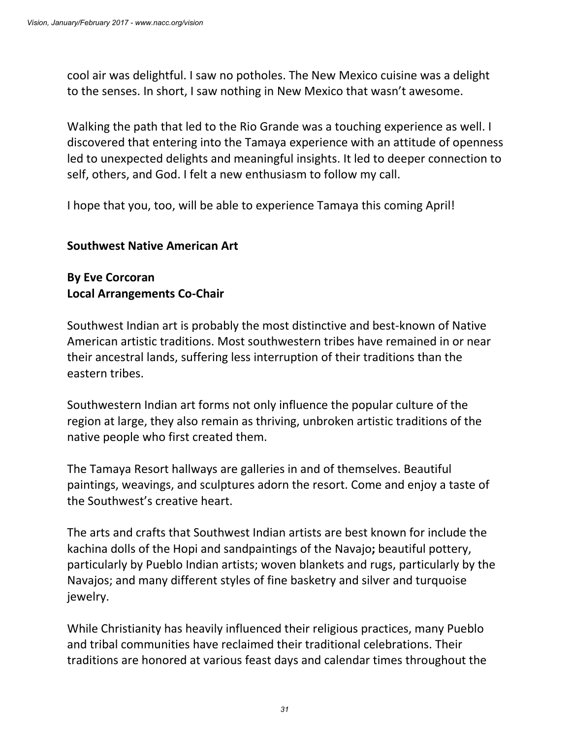cool air was delightful. I saw no potholes. The New Mexico cuisine was a delight to the senses. In short, I saw nothing in New Mexico that wasn't awesome.

Walking the path that led to the Rio Grande was a touching experience as well. I discovered that entering into the Tamaya experience with an attitude of openness led to unexpected delights and meaningful insights. It led to deeper connection to self, others, and God. I felt a new enthusiasm to follow my call.

I hope that you, too, will be able to experience Tamaya this coming April!

**Southwest Native American Art**

**By Eve Corcoran**
**Local Arrangements Co-Chair**

Southwest Indian art is probably the most distinctive and best-known of Native American artistic traditions. Most southwestern tribes have remained in or near their ancestral lands, suffering less interruption of their traditions than the eastern tribes.

Southwestern Indian art forms not only influence the popular culture of the region at large, they also remain as thriving, unbroken artistic traditions of the native people who first created them.

The Tamaya Resort hallways are galleries in and of themselves. Beautiful paintings, weavings, and sculptures adorn the resort. Come and enjoy a taste of the Southwest's creative heart.

The arts and crafts that Southwest Indian artists are best known for include the kachina dolls of the Hopi and sandpaintings of the Navajo**;** beautiful pottery, particularly by Pueblo Indian artists; woven blankets and rugs, particularly by the Navajos; and many different styles of fine basketry and silver and turquoise jewelry.

While Christianity has heavily influenced their religious practices, many Pueblo and tribal communities have reclaimed their traditional celebrations. Their traditions are honored at various feast days and calendar times throughout the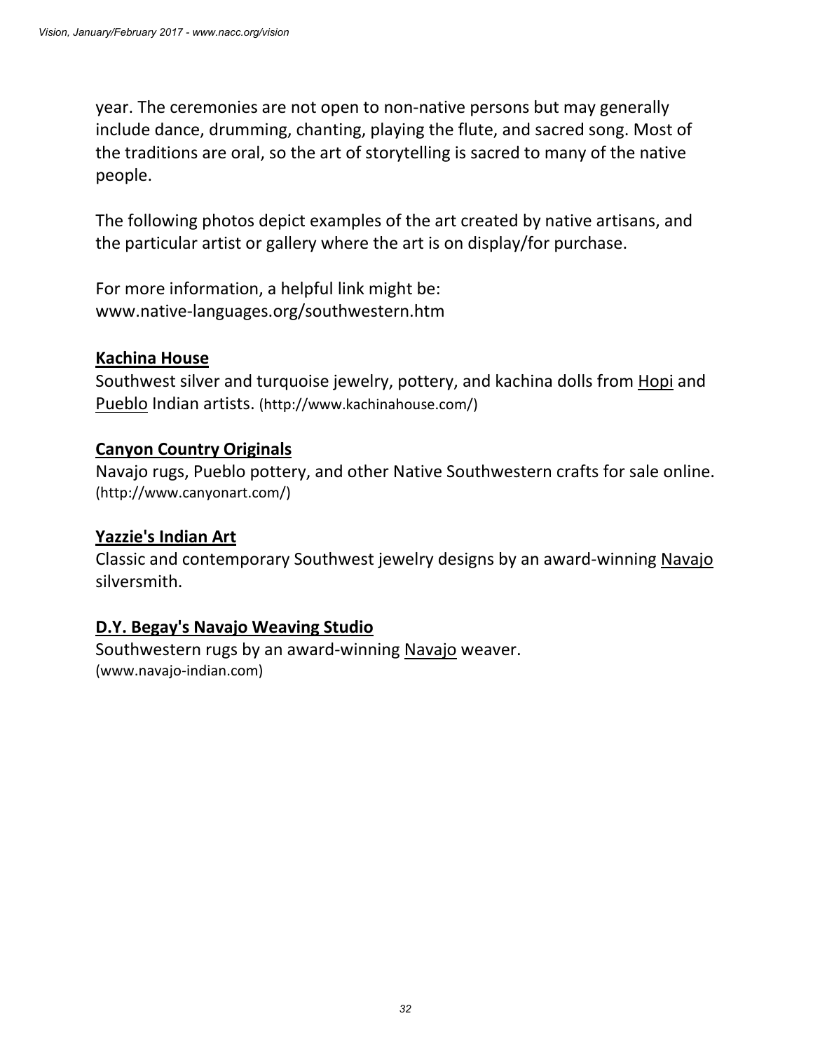year. The ceremonies are not open to non-native persons but may generally include dance, drumming, chanting, playing the flute, and sacred song. Most of the traditions are oral, so the art of storytelling is sacred to many of the native people.

The following photos depict examples of the art created by native artisans, and the particular artist or gallery where the art is on display/for purchase.

For more information, a helpful link might be:
www.native-languages.org/southwestern.htm

**Kachina House**
Southwest silver and turquoise jewelry, pottery, and kachina dolls from Hopi and Pueblo Indian artists. (http://www.kachinahouse.com/)

**Canyon Country Originals**
Navajo rugs, Pueblo pottery, and other Native Southwestern crafts for sale online. (http://www.canyonart.com/)

**Yazzie's Indian Art**
Classic and contemporary Southwest jewelry designs by an award-winning Navajo silversmith.

**D.Y. Begay's Navajo Weaving Studio**
Southwestern rugs by an award-winning Navajo weaver. (www.navajo-indian.com)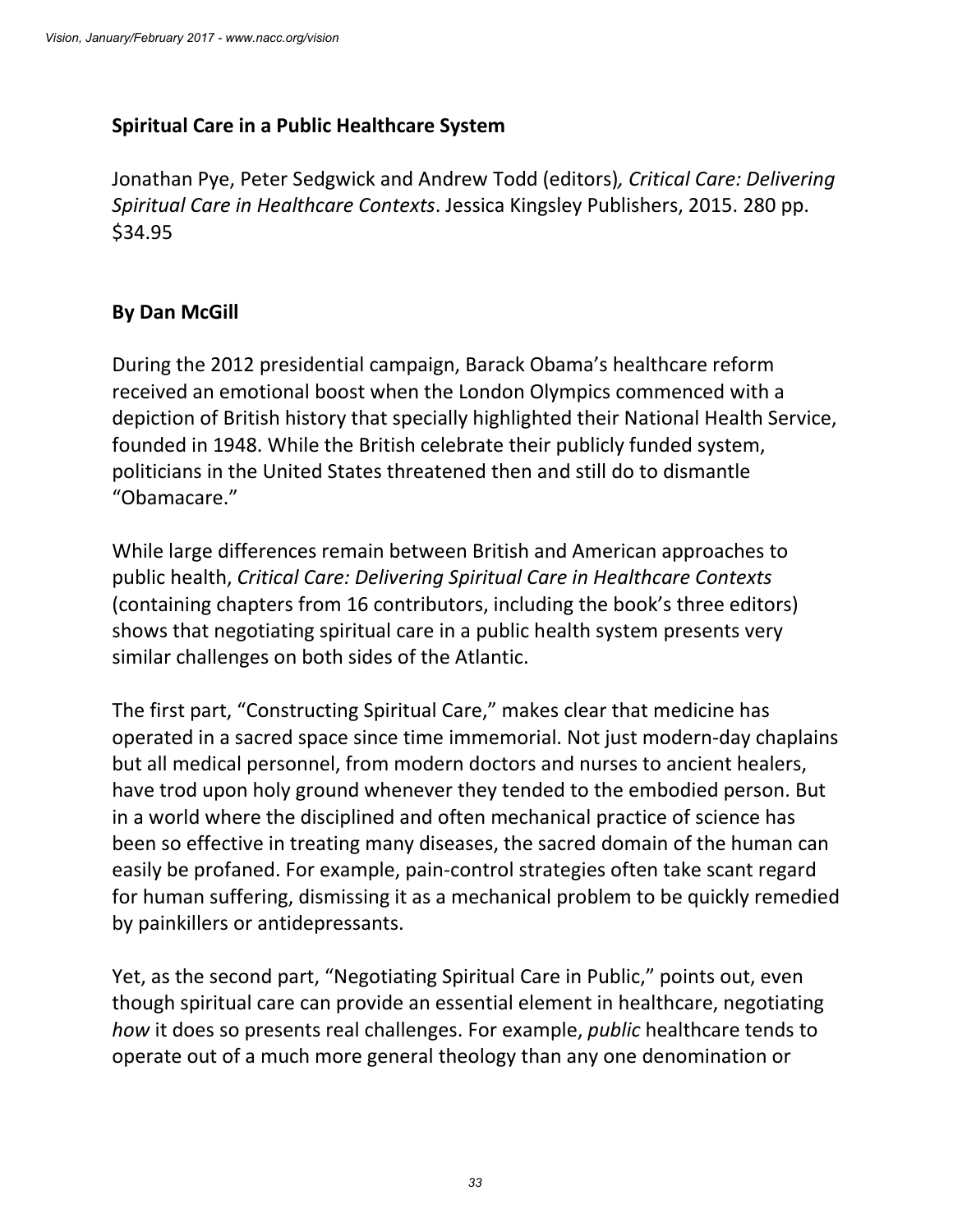## Spiritual Care in a Public Healthcare System

Jonathan Pye, Peter Sedgwick and Andrew Todd (editors)*, Critical Care: Delivering Spiritual Care in Healthcare Contexts*. Jessica Kingsley Publishers, 2015. 280 pp. $34.95

### By Dan McGill

During the 2012 presidential campaign, Barack Obama's healthcare reform received an emotional boost when the London Olympics commenced with a depiction of British history that specially highlighted their National Health Service, founded in 1948. While the British celebrate their publicly funded system, politicians in the United States threatened then and still do to dismantle "Obamacare."

While large differences remain between British and American approaches to public health, *Critical Care: Delivering Spiritual Care in Healthcare Contexts* (containing chapters from 16 contributors, including the book's three editors) shows that negotiating spiritual care in a public health system presents very similar challenges on both sides of the Atlantic.

The first part, "Constructing Spiritual Care," makes clear that medicine has operated in a sacred space since time immemorial. Not just modern-day chaplains but all medical personnel, from modern doctors and nurses to ancient healers, have trod upon holy ground whenever they tended to the embodied person. But in a world where the disciplined and often mechanical practice of science has been so effective in treating many diseases, the sacred domain of the human can easily be profaned. For example, pain-control strategies often take scant regard for human suffering, dismissing it as a mechanical problem to be quickly remedied by painkillers or antidepressants.

Yet, as the second part, "Negotiating Spiritual Care in Public," points out, even though spiritual care can provide an essential element in healthcare, negotiating *how* it does so presents real challenges. For example, *public* healthcare tends to operate out of a much more general theology than any one denomination or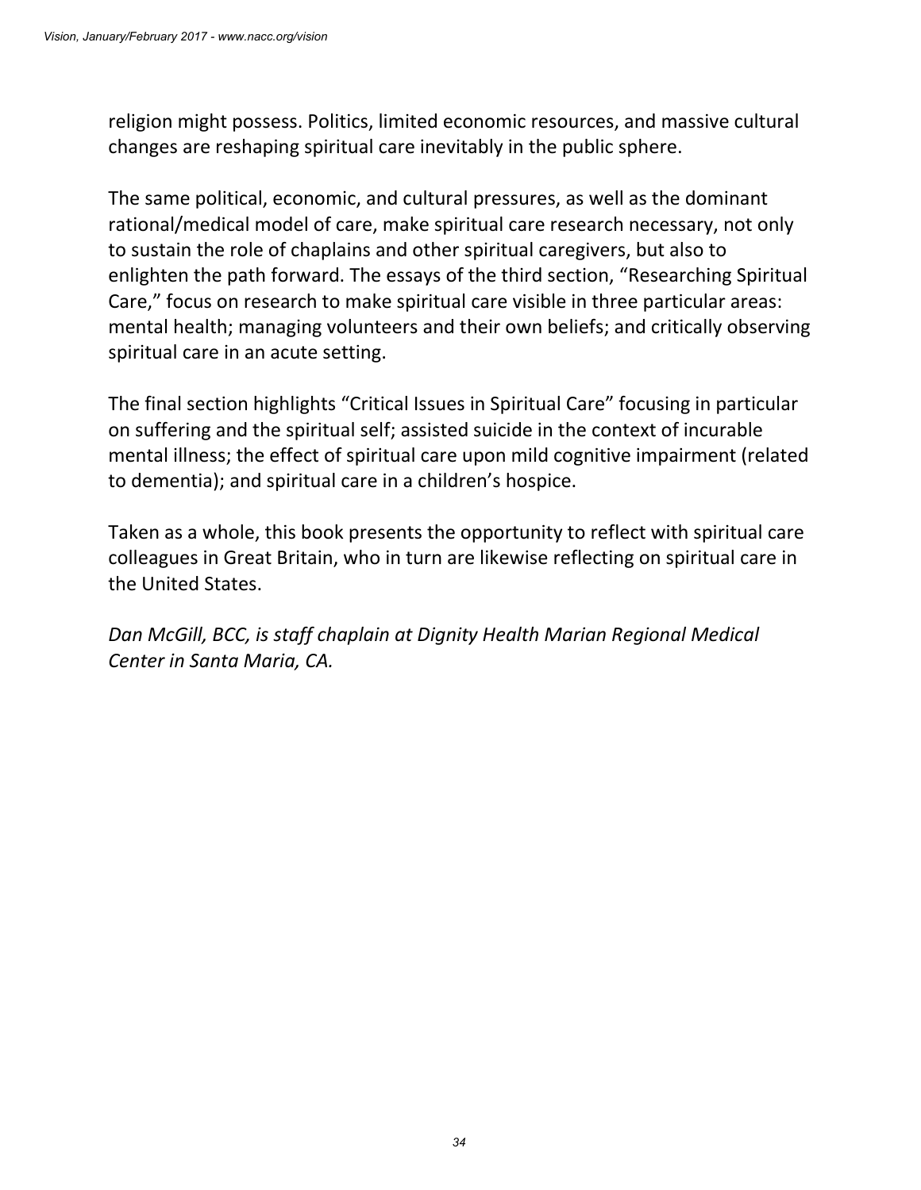religion might possess. Politics, limited economic resources, and massive cultural changes are reshaping spiritual care inevitably in the public sphere.

The same political, economic, and cultural pressures, as well as the dominant rational/medical model of care, make spiritual care research necessary, not only to sustain the role of chaplains and other spiritual caregivers, but also to enlighten the path forward. The essays of the third section, "Researching Spiritual Care," focus on research to make spiritual care visible in three particular areas: mental health; managing volunteers and their own beliefs; and critically observing spiritual care in an acute setting.

The final section highlights "Critical Issues in Spiritual Care" focusing in particular on suffering and the spiritual self; assisted suicide in the context of incurable mental illness; the effect of spiritual care upon mild cognitive impairment (related to dementia); and spiritual care in a children's hospice.

Taken as a whole, this book presents the opportunity to reflect with spiritual care colleagues in Great Britain, who in turn are likewise reflecting on spiritual care in the United States.

*Dan McGill, BCC, is staff chaplain at Dignity Health Marian Regional Medical Center in Santa Maria, CA.*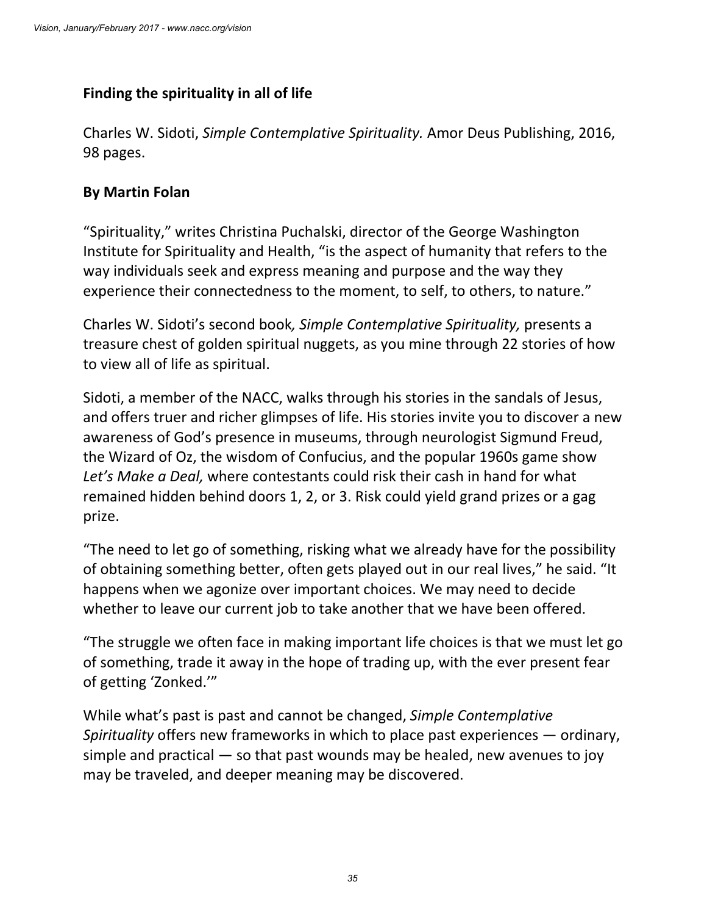## Finding the spirituality in all of life

Charles W. Sidoti, *Simple Contemplative Spirituality.* Amor Deus Publishing, 2016, 98 pages.

### By Martin Folan

"Spirituality," writes Christina Puchalski, director of the George Washington Institute for Spirituality and Health, "is the aspect of humanity that refers to the way individuals seek and express meaning and purpose and the way they experience their connectedness to the moment, to self, to others, to nature."

Charles W. Sidoti's second book*, Simple Contemplative Spirituality,* presents a treasure chest of golden spiritual nuggets, as you mine through 22 stories of how to view all of life as spiritual.

Sidoti, a member of the NACC, walks through his stories in the sandals of Jesus, and offers truer and richer glimpses of life. His stories invite you to discover a new awareness of God's presence in museums, through neurologist Sigmund Freud, the Wizard of Oz, the wisdom of Confucius, and the popular 1960s game show *Let's Make a Deal,* where contestants could risk their cash in hand for what remained hidden behind doors 1, 2, or 3. Risk could yield grand prizes or a gag prize.

"The need to let go of something, risking what we already have for the possibility of obtaining something better, often gets played out in our real lives," he said. "It happens when we agonize over important choices. We may need to decide whether to leave our current job to take another that we have been offered.

"The struggle we often face in making important life choices is that we must let go of something, trade it away in the hope of trading up, with the ever present fear of getting 'Zonked.'"

While what's past is past and cannot be changed, *Simple Contemplative Spirituality* offers new frameworks in which to place past experiences — ordinary, simple and practical — so that past wounds may be healed, new avenues to joy may be traveled, and deeper meaning may be discovered.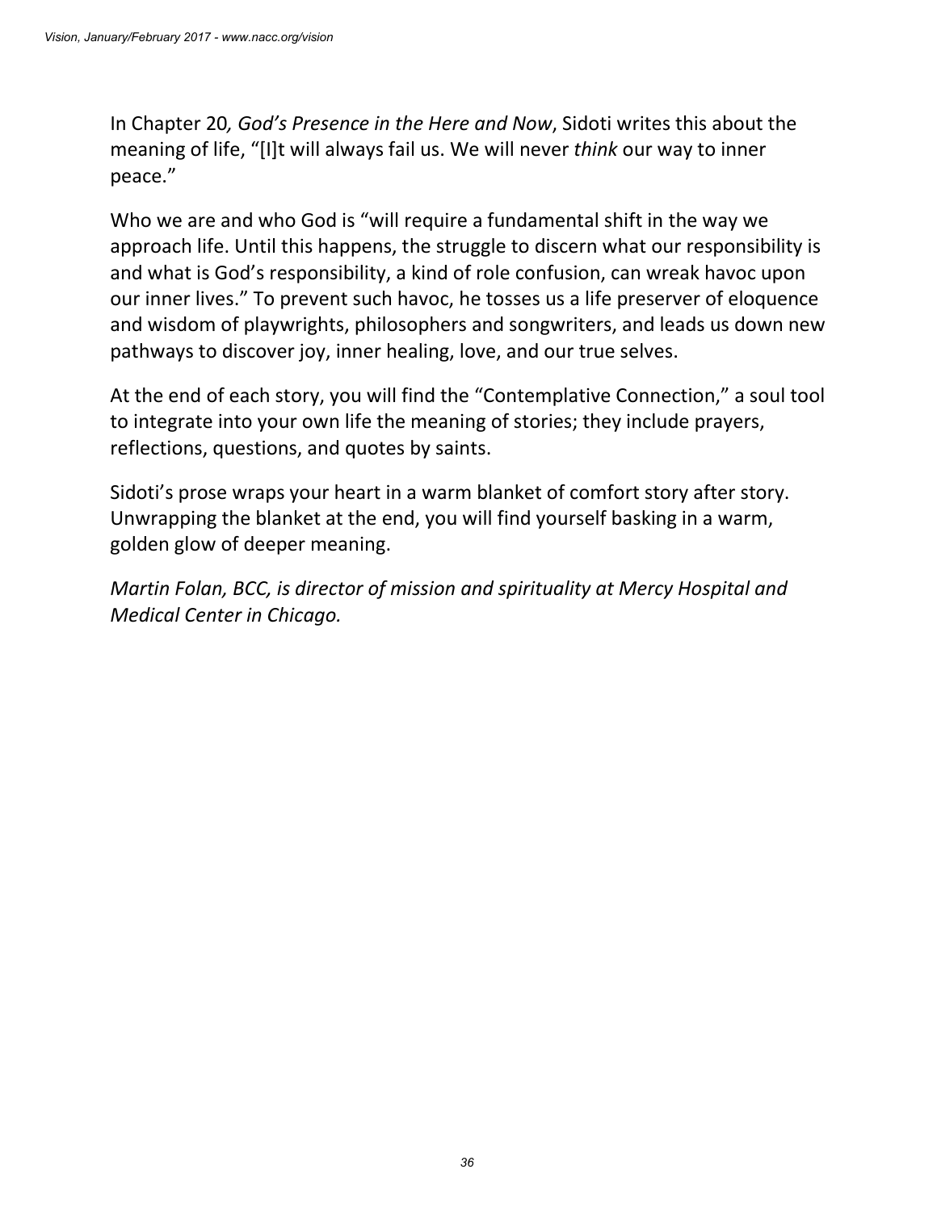In Chapter 20*, God's Presence in the Here and Now*, Sidoti writes this about the meaning of life, "[I]t will always fail us. We will never *think* our way to inner peace."

Who we are and who God is "will require a fundamental shift in the way we approach life. Until this happens, the struggle to discern what our responsibility is and what is God's responsibility, a kind of role confusion, can wreak havoc upon our inner lives." To prevent such havoc, he tosses us a life preserver of eloquence and wisdom of playwrights, philosophers and songwriters, and leads us down new pathways to discover joy, inner healing, love, and our true selves.

At the end of each story, you will find the "Contemplative Connection," a soul tool to integrate into your own life the meaning of stories; they include prayers, reflections, questions, and quotes by saints.

Sidoti's prose wraps your heart in a warm blanket of comfort story after story. Unwrapping the blanket at the end, you will find yourself basking in a warm, golden glow of deeper meaning.

*Martin Folan, BCC, is director of mission and spirituality at Mercy Hospital and Medical Center in Chicago.*